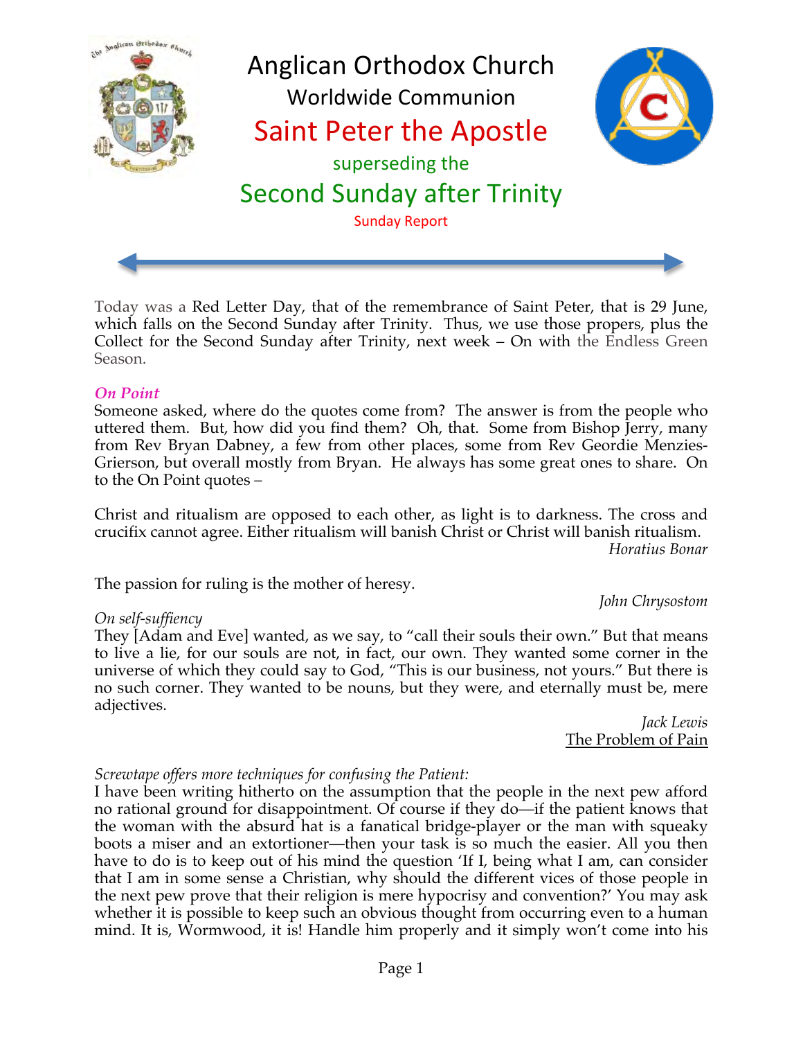# Anglican Orthodox Church

## Worldwide Communion

## Saint Peter the Apostle

superseding the

## Second Sunday after Trinity

Sunday Report

Today was a Red Letter Day, that of the remembrance of Saint Peter, that is 29 June, which falls on the Second Sunday after Trinity. Thus, we use those propers, plus the Collect for the Second Sunday after Trinity, next week – On with the Endless Green Season.

***On Point***

Someone asked, where do the quotes come from? The answer is from the people who uttered them. But, how did you find them? Oh, that. Some from Bishop Jerry, many from Rev Bryan Dabney, a few from other places, some from Rev Geordie Menzies-Grierson, but overall mostly from Bryan. He always has some great ones to share. On to the On Point quotes –

Christ and ritualism are opposed to each other, as light is to darkness. The cross and crucifix cannot agree. Either ritualism will banish Christ or Christ will banish ritualism.

*Horatius Bonar*

The passion for ruling is the mother of heresy.

*John Chrysostom*

*On self-suffiency*

They [Adam and Eve] wanted, as we say, to "call their souls their own." But that means to live a lie, for our souls are not, in fact, our own. They wanted some corner in the universe of which they could say to God, "This is our business, not yours." But there is no such corner. They wanted to be nouns, but they were, and eternally must be, mere adjectives.

*Jack Lewis*
The Problem of Pain

*Screwtape offers more techniques for confusing the Patient:*

I have been writing hitherto on the assumption that the people in the next pew afford no rational ground for disappointment. Of course if they do—if the patient knows that the woman with the absurd hat is a fanatical bridge-player or the man with squeaky boots a miser and an extortioner—then your task is so much the easier. All you then have to do is to keep out of his mind the question 'If I, being what I am, can consider that I am in some sense a Christian, why should the different vices of those people in the next pew prove that their religion is mere hypocrisy and convention?' You may ask whether it is possible to keep such an obvious thought from occurring even to a human mind. It is, Wormwood, it is! Handle him properly and it simply won't come into his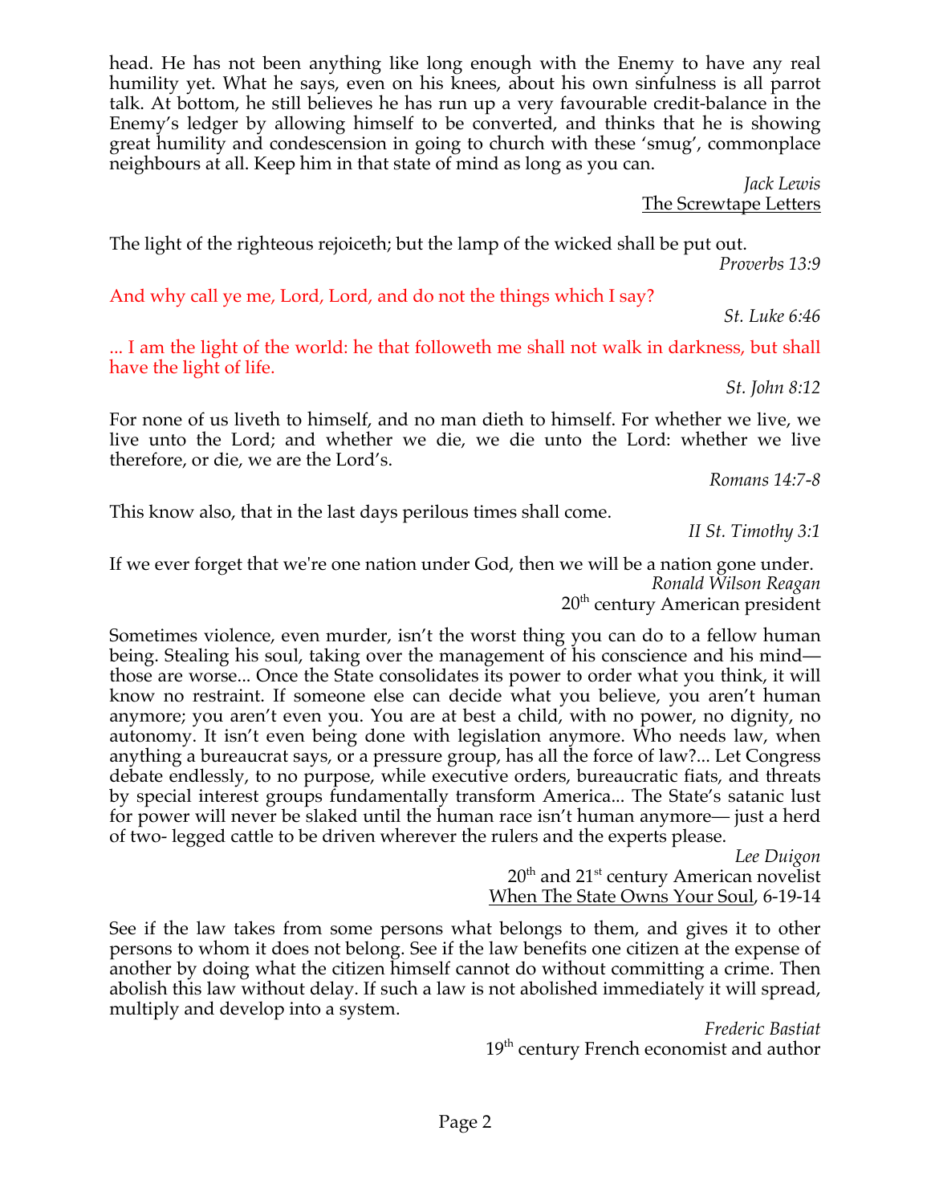head. He has not been anything like long enough with the Enemy to have any real humility yet. What he says, even on his knees, about his own sinfulness is all parrot talk. At bottom, he still believes he has run up a very favourable credit-balance in the Enemy's ledger by allowing himself to be converted, and thinks that he is showing great humility and condescension in going to church with these 'smug', commonplace neighbours at all. Keep him in that state of mind as long as you can.

*Jack Lewis*
The Screwtape Letters

The light of the righteous rejoiceth; but the lamp of the wicked shall be put out.

*Proverbs 13:9*

And why call ye me, Lord, Lord, and do not the things which I say?

*St. Luke 6:46*

... I am the light of the world: he that followeth me shall not walk in darkness, but shall have the light of life.

*St. John 8:12*

For none of us liveth to himself, and no man dieth to himself. For whether we live, we live unto the Lord; and whether we die, we die unto the Lord: whether we live therefore, or die, we are the Lord's.

*Romans 14:7-8*

This know also, that in the last days perilous times shall come.

*II St. Timothy 3:1*

If we ever forget that we're one nation under God, then we will be a nation gone under.

*Ronald Wilson Reagan*
20th century American president

Sometimes violence, even murder, isn't the worst thing you can do to a fellow human being. Stealing his soul, taking over the management of his conscience and his mind— those are worse... Once the State consolidates its power to order what you think, it will know no restraint. If someone else can decide what you believe, you aren't human anymore; you aren't even you. You are at best a child, with no power, no dignity, no autonomy. It isn't even being done with legislation anymore. Who needs law, when anything a bureaucrat says, or a pressure group, has all the force of law?... Let Congress debate endlessly, to no purpose, while executive orders, bureaucratic fiats, and threats by special interest groups fundamentally transform America... The State's satanic lust for power will never be slaked until the human race isn't human anymore— just a herd of two- legged cattle to be driven wherever the rulers and the experts please.

*Lee Duigon*
20th and 21st century American novelist
When The State Owns Your Soul, 6-19-14

See if the law takes from some persons what belongs to them, and gives it to other persons to whom it does not belong. See if the law benefits one citizen at the expense of another by doing what the citizen himself cannot do without committing a crime. Then abolish this law without delay. If such a law is not abolished immediately it will spread, multiply and develop into a system.

*Frederic Bastiat*
19th century French economist and author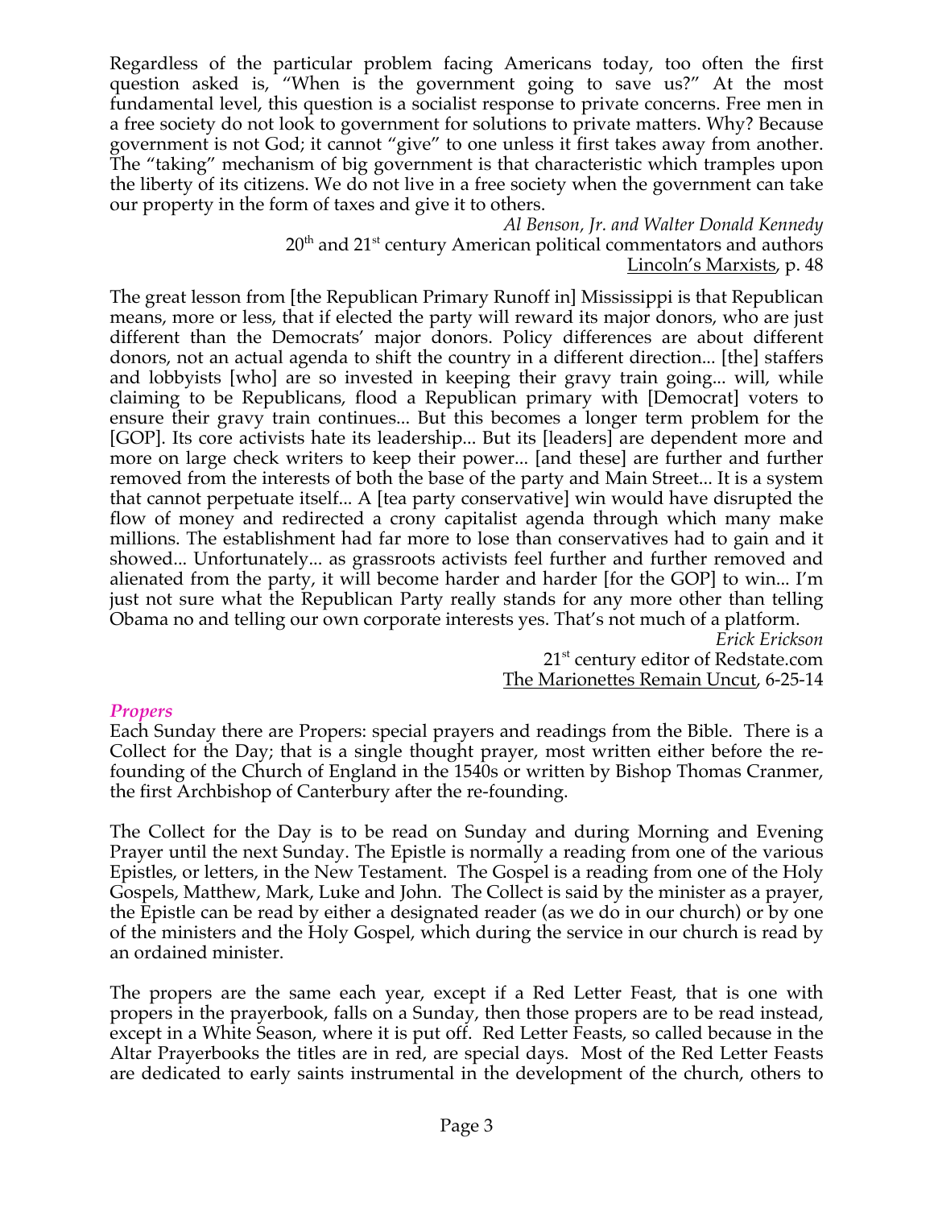Regardless of the particular problem facing Americans today, too often the first question asked is, "When is the government going to save us?" At the most fundamental level, this question is a socialist response to private concerns. Free men in a free society do not look to government for solutions to private matters. Why? Because government is not God; it cannot "give" to one unless it first takes away from another. The "taking" mechanism of big government is that characteristic which tramples upon the liberty of its citizens. We do not live in a free society when the government can take our property in the form of taxes and give it to others.

*Al Benson, Jr. and Walter Donald Kennedy*
20th and 21st century American political commentators and authors
Lincoln's Marxists, p. 48

The great lesson from [the Republican Primary Runoff in] Mississippi is that Republican means, more or less, that if elected the party will reward its major donors, who are just different than the Democrats' major donors. Policy differences are about different donors, not an actual agenda to shift the country in a different direction... [the] staffers and lobbyists [who] are so invested in keeping their gravy train going... will, while claiming to be Republicans, flood a Republican primary with [Democrat] voters to ensure their gravy train continues... But this becomes a longer term problem for the [GOP]. Its core activists hate its leadership... But its [leaders] are dependent more and more on large check writers to keep their power... [and these] are further and further removed from the interests of both the base of the party and Main Street... It is a system that cannot perpetuate itself... A [tea party conservative] win would have disrupted the flow of money and redirected a crony capitalist agenda through which many make millions. The establishment had far more to lose than conservatives had to gain and it showed... Unfortunately... as grassroots activists feel further and further removed and alienated from the party, it will become harder and harder [for the GOP] to win... I'm just not sure what the Republican Party really stands for any more other than telling Obama no and telling our own corporate interests yes. That's not much of a platform.

*Erick Erickson*
21st century editor of Redstate.com
The Marionettes Remain Uncut, 6-25-14

## *Propers*

Each Sunday there are Propers: special prayers and readings from the Bible. There is a Collect for the Day; that is a single thought prayer, most written either before the re-founding of the Church of England in the 1540s or written by Bishop Thomas Cranmer, the first Archbishop of Canterbury after the re-founding.

The Collect for the Day is to be read on Sunday and during Morning and Evening Prayer until the next Sunday. The Epistle is normally a reading from one of the various Epistles, or letters, in the New Testament. The Gospel is a reading from one of the Holy Gospels, Matthew, Mark, Luke and John. The Collect is said by the minister as a prayer, the Epistle can be read by either a designated reader (as we do in our church) or by one of the ministers and the Holy Gospel, which during the service in our church is read by an ordained minister.

The propers are the same each year, except if a Red Letter Feast, that is one with propers in the prayerbook, falls on a Sunday, then those propers are to be read instead, except in a White Season, where it is put off. Red Letter Feasts, so called because in the Altar Prayerbooks the titles are in red, are special days. Most of the Red Letter Feasts are dedicated to early saints instrumental in the development of the church, others to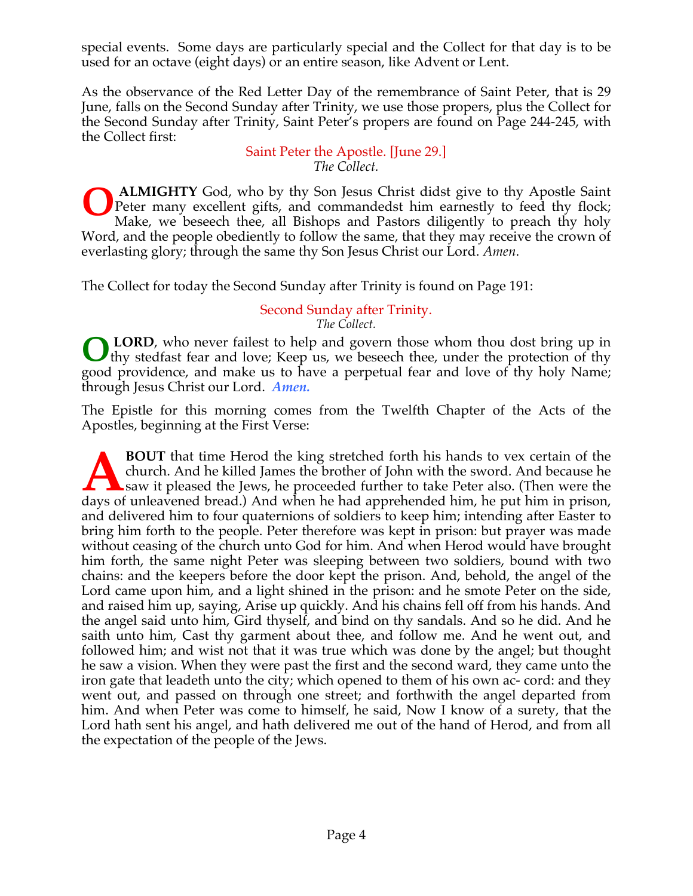special events. Some days are particularly special and the Collect for that day is to be used for an octave (eight days) or an entire season, like Advent or Lent.

As the observance of the Red Letter Day of the remembrance of Saint Peter, that is 29 June, falls on the Second Sunday after Trinity, we use those propers, plus the Collect for the Second Sunday after Trinity, Saint Peter's propers are found on Page 244-245, with the Collect first:

### Saint Peter the Apostle. [June 29.]

*The Collect.*

**O ALMIGHTY** God, who by thy Son Jesus Christ didst give to thy Apostle Saint Peter many excellent gifts, and commandedst him earnestly to feed thy flock; Make, we beseech thee, all Bishops and Pastors diligently to preach thy holy Word, and the people obediently to follow the same, that they may receive the crown of everlasting glory; through the same thy Son Jesus Christ our Lord. *Amen*.

The Collect for today the Second Sunday after Trinity is found on Page 191:

### Second Sunday after Trinity.

*The Collect.*

**O LORD**, who never failest to help and govern those whom thou dost bring up in thy stedfast fear and love; Keep us, we beseech thee, under the protection of thy good providence, and make us to have a perpetual fear and love of thy holy Name; through Jesus Christ our Lord. ***Amen.***

The Epistle for this morning comes from the Twelfth Chapter of the Acts of the Apostles, beginning at the First Verse:

**ABOUT** that time Herod the king stretched forth his hands to vex certain of the church. And he killed James the brother of John with the sword. And because he saw it pleased the Jews, he proceeded further to take Peter also. (Then were the days of unleavened bread.) And when he had apprehended him, he put him in prison, and delivered him to four quaternions of soldiers to keep him; intending after Easter to bring him forth to the people. Peter therefore was kept in prison: but prayer was made without ceasing of the church unto God for him. And when Herod would have brought him forth, the same night Peter was sleeping between two soldiers, bound with two chains: and the keepers before the door kept the prison. And, behold, the angel of the Lord came upon him, and a light shined in the prison: and he smote Peter on the side, and raised him up, saying, Arise up quickly. And his chains fell off from his hands. And the angel said unto him, Gird thyself, and bind on thy sandals. And so he did. And he saith unto him, Cast thy garment about thee, and follow me. And he went out, and followed him; and wist not that it was true which was done by the angel; but thought he saw a vision. When they were past the first and the second ward, they came unto the iron gate that leadeth unto the city; which opened to them of his own accord: and they went out, and passed on through one street; and forthwith the angel departed from him. And when Peter was come to himself, he said, Now I know of a surety, that the Lord hath sent his angel, and hath delivered me out of the hand of Herod, and from all the expectation of the people of the Jews.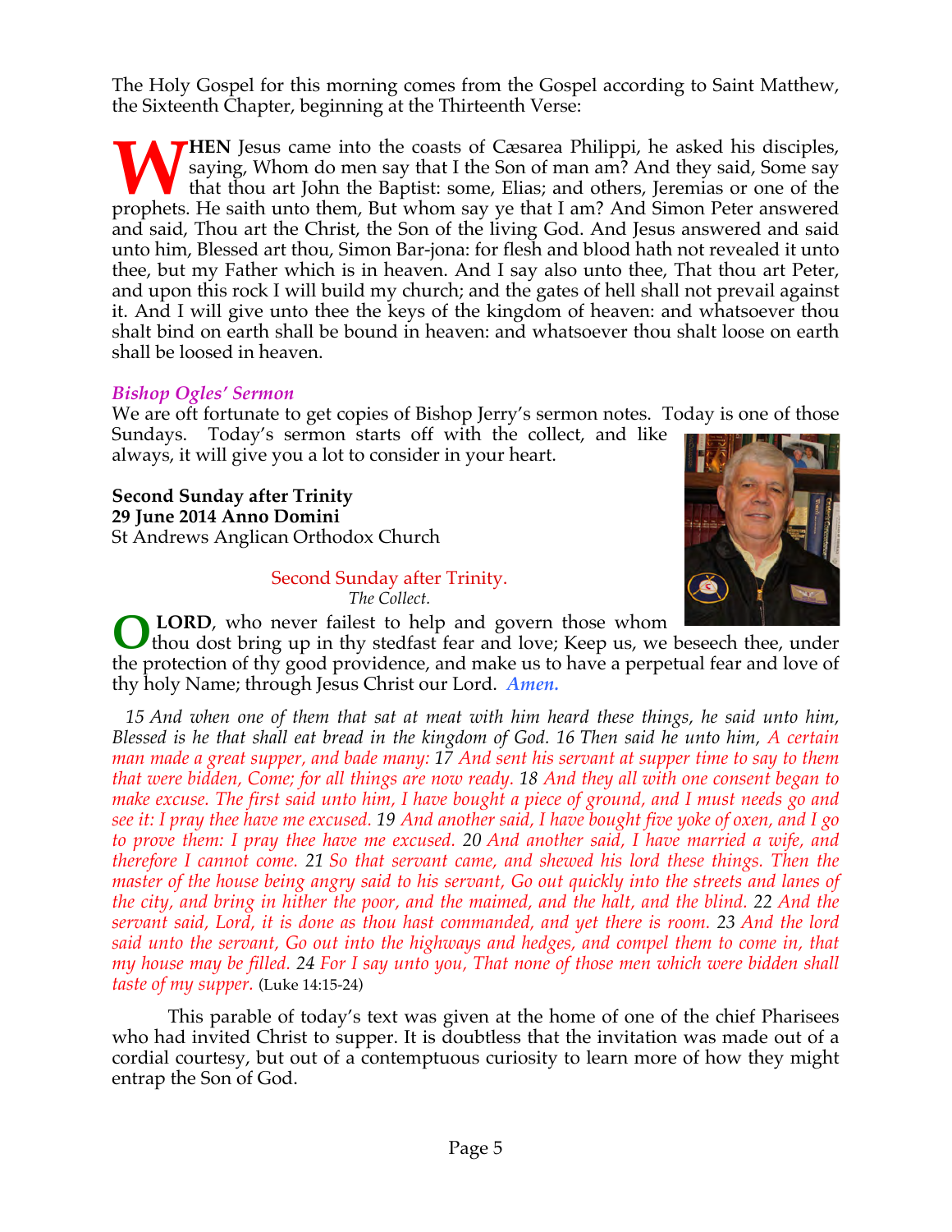The Holy Gospel for this morning comes from the Gospel according to Saint Matthew, the Sixteenth Chapter, beginning at the Thirteenth Verse:

**WHEN** Jesus came into the coasts of Cæsarea Philippi, he asked his disciples, saying, Whom do men say that I the Son of man am? And they said, Some say that thou art John the Baptist: some, Elias; and others, Jeremias or one of the prophets. He saith unto them, But whom say ye that I am? And Simon Peter answered and said, Thou art the Christ, the Son of the living God. And Jesus answered and said unto him, Blessed art thou, Simon Bar-jona: for flesh and blood hath not revealed it unto thee, but my Father which is in heaven. And I say also unto thee, That thou art Peter, and upon this rock I will build my church; and the gates of hell shall not prevail against it. And I will give unto thee the keys of the kingdom of heaven: and whatsoever thou shalt bind on earth shall be bound in heaven: and whatsoever thou shalt loose on earth shall be loosed in heaven.

### *Bishop Ogles' Sermon*

We are oft fortunate to get copies of Bishop Jerry's sermon notes. Today is one of those Sundays. Today's sermon starts off with the collect, and like always, it will give you a lot to consider in your heart.

**Second Sunday after Trinity**
**29 June 2014 Anno Domini**
St Andrews Anglican Orthodox Church

Second Sunday after Trinity.
*The Collect.*

**O LORD**, who never failest to help and govern those whom thou dost bring up in thy stedfast fear and love; Keep us, we beseech thee, under the protection of thy good providence, and make us to have a perpetual fear and love of thy holy Name; through Jesus Christ our Lord. ***Amen.***

*15 And when one of them that sat at meat with him heard these things, he said unto him, Blessed is he that shall eat bread in the kingdom of God. 16 Then said he unto him, A certain man made a great supper, and bade many: 17 And sent his servant at supper time to say to them that were bidden, Come; for all things are now ready. 18 And they all with one consent began to make excuse. The first said unto him, I have bought a piece of ground, and I must needs go and see it: I pray thee have me excused. 19 And another said, I have bought five yoke of oxen, and I go to prove them: I pray thee have me excused. 20 And another said, I have married a wife, and therefore I cannot come. 21 So that servant came, and shewed his lord these things. Then the master of the house being angry said to his servant, Go out quickly into the streets and lanes of the city, and bring in hither the poor, and the maimed, and the halt, and the blind. 22 And the servant said, Lord, it is done as thou hast commanded, and yet there is room. 23 And the lord said unto the servant, Go out into the highways and hedges, and compel them to come in, that my house may be filled. 24 For I say unto you, That none of those men which were bidden shall taste of my supper.* (Luke 14:15-24)

This parable of today's text was given at the home of one of the chief Pharisees who had invited Christ to supper. It is doubtless that the invitation was made out of a cordial courtesy, but out of a contemptuous curiosity to learn more of how they might entrap the Son of God.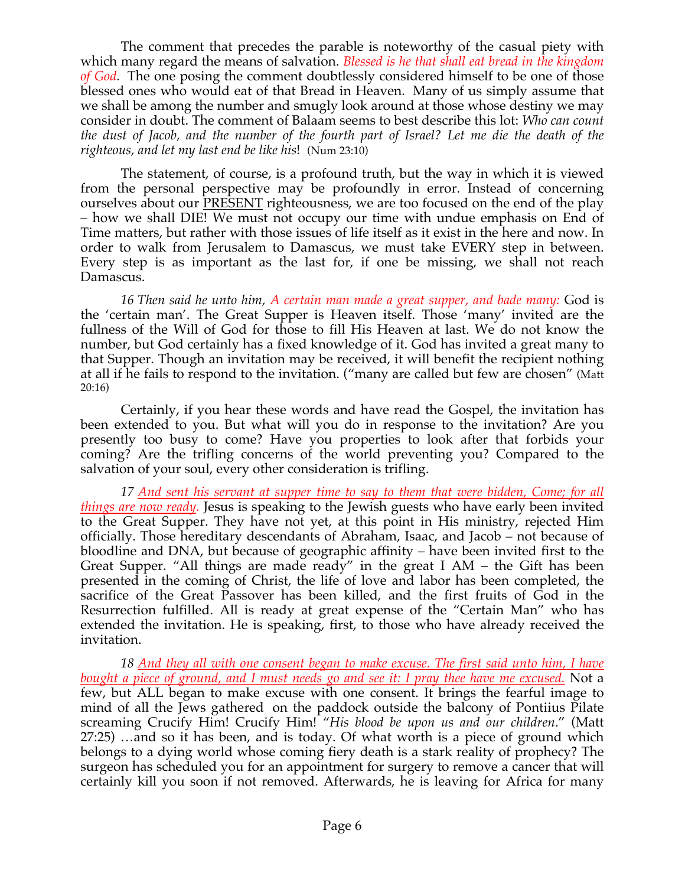The comment that precedes the parable is noteworthy of the casual piety with which many regard the means of salvation. *Blessed is he that shall eat bread in the kingdom of God.* The one posing the comment doubtlessly considered himself to be one of those blessed ones who would eat of that Bread in Heaven. Many of us simply assume that we shall be among the number and smugly look around at those whose destiny we may consider in doubt. The comment of Balaam seems to best describe this lot: *Who can count the dust of Jacob, and the number of the fourth part of Israel? Let me die the death of the righteous, and let my last end be like his*! (Num 23:10)

The statement, of course, is a profound truth, but the way in which it is viewed from the personal perspective may be profoundly in error. Instead of concerning ourselves about our <u>PRESENT</u> righteousness, we are too focused on the end of the play – how we shall DIE! We must not occupy our time with undue emphasis on End of Time matters, but rather with those issues of life itself as it exist in the here and now. In order to walk from Jerusalem to Damascus, we must take EVERY step in between. Every step is as important as the last for, if one be missing, we shall not reach Damascus.

*16 Then said he unto him, A certain man made a great supper, and bade many:* God is the 'certain man'. The Great Supper is Heaven itself. Those 'many' invited are the fullness of the Will of God for those to fill His Heaven at last. We do not know the number, but God certainly has a fixed knowledge of it. God has invited a great many to that Supper. Though an invitation may be received, it will benefit the recipient nothing at all if he fails to respond to the invitation. ("many are called but few are chosen" (Matt 20:16)

Certainly, if you hear these words and have read the Gospel, the invitation has been extended to you. But what will you do in response to the invitation? Are you presently too busy to come? Have you properties to look after that forbids your coming? Are the trifling concerns of the world preventing you? Compared to the salvation of your soul, every other consideration is trifling.

*17 <u>And sent his servant at supper time to say to them that were bidden, Come; for all things are now ready</u>.* Jesus is speaking to the Jewish guests who have early been invited to the Great Supper. They have not yet, at this point in His ministry, rejected Him officially. Those hereditary descendants of Abraham, Isaac, and Jacob – not because of bloodline and DNA, but because of geographic affinity – have been invited first to the Great Supper. "All things are made ready" in the great I AM – the Gift has been presented in the coming of Christ, the life of love and labor has been completed, the sacrifice of the Great Passover has been killed, and the first fruits of God in the Resurrection fulfilled. All is ready at great expense of the "Certain Man" who has extended the invitation. He is speaking, first, to those who have already received the invitation.

*18 <u>And they all with one consent began to make excuse. The first said unto him, I have bought a piece of ground, and I must needs go and see it: I pray thee have me excused.</u>* Not a few, but ALL began to make excuse with one consent. It brings the fearful image to mind of all the Jews gathered on the paddock outside the balcony of Pontiius Pilate screaming Crucify Him! Crucify Him! "*His blood be upon us and our children*." (Matt 27:25) …and so it has been, and is today. Of what worth is a piece of ground which belongs to a dying world whose coming fiery death is a stark reality of prophecy? The surgeon has scheduled you for an appointment for surgery to remove a cancer that will certainly kill you soon if not removed. Afterwards, he is leaving for Africa for many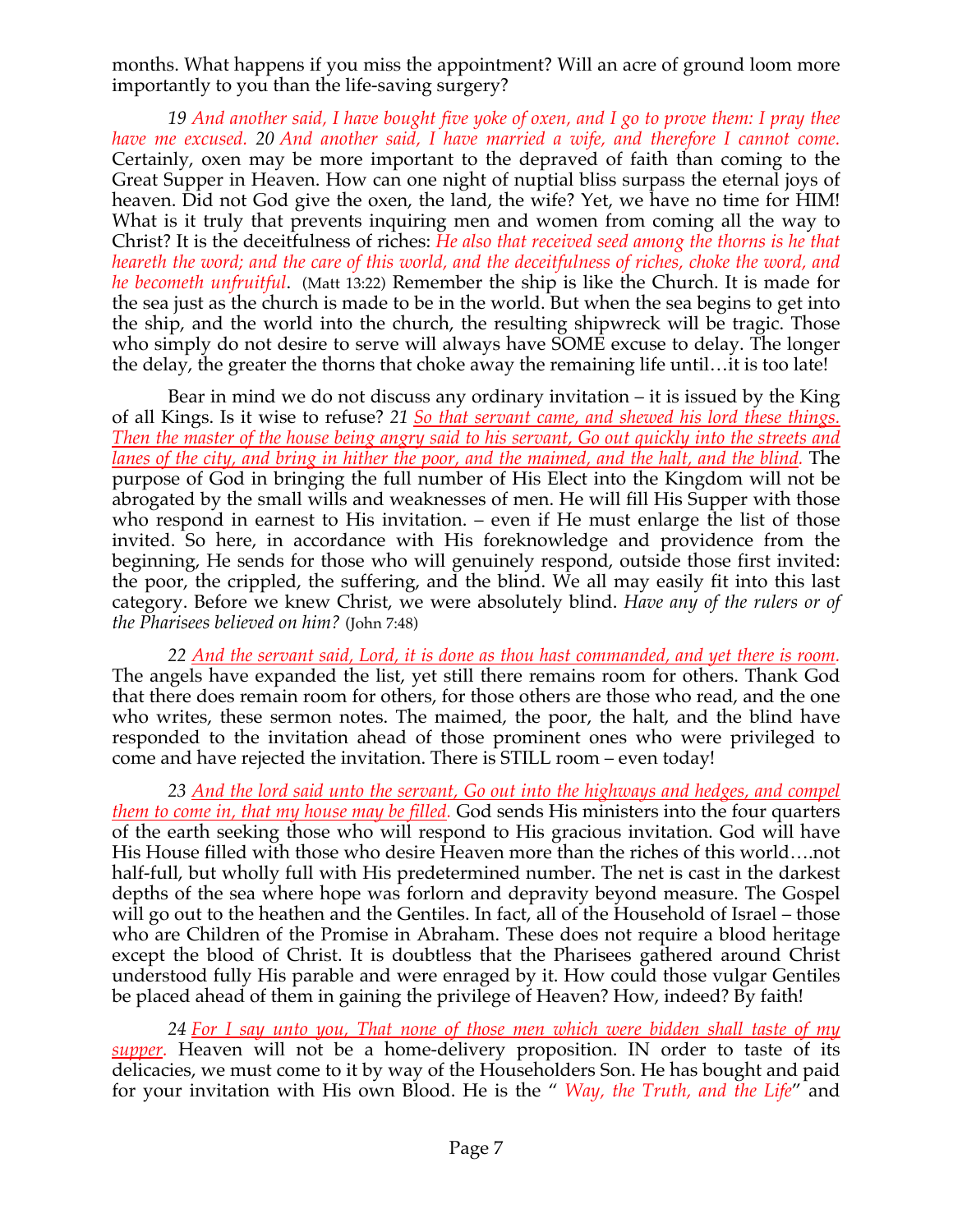months. What happens if you miss the appointment? Will an acre of ground loom more importantly to you than the life-saving surgery?

*19 And another said, I have bought five yoke of oxen, and I go to prove them: I pray thee have me excused. 20 And another said, I have married a wife, and therefore I cannot come.* Certainly, oxen may be more important to the depraved of faith than coming to the Great Supper in Heaven. How can one night of nuptial bliss surpass the eternal joys of heaven. Did not God give the oxen, the land, the wife? Yet, we have no time for HIM! What is it truly that prevents inquiring men and women from coming all the way to Christ? It is the deceitfulness of riches: *He also that received seed among the thorns is he that heareth the word; and the care of this world, and the deceitfulness of riches, choke the word, and he becometh unfruitful*. (Matt 13:22) Remember the ship is like the Church. It is made for the sea just as the church is made to be in the world. But when the sea begins to get into the ship, and the world into the church, the resulting shipwreck will be tragic. Those who simply do not desire to serve will always have SOME excuse to delay. The longer the delay, the greater the thorns that choke away the remaining life until…it is too late!

Bear in mind we do not discuss any ordinary invitation – it is issued by the King of all Kings. Is it wise to refuse? *21 So that servant came, and shewed his lord these things. Then the master of the house being angry said to his servant, Go out quickly into the streets and lanes of the city, and bring in hither the poor, and the maimed, and the halt, and the blind.* The purpose of God in bringing the full number of His Elect into the Kingdom will not be abrogated by the small wills and weaknesses of men. He will fill His Supper with those who respond in earnest to His invitation. – even if He must enlarge the list of those invited. So here, in accordance with His foreknowledge and providence from the beginning, He sends for those who will genuinely respond, outside those first invited: the poor, the crippled, the suffering, and the blind. We all may easily fit into this last category. Before we knew Christ, we were absolutely blind. *Have any of the rulers or of the Pharisees believed on him?* (John 7:48)

*22 And the servant said, Lord, it is done as thou hast commanded, and yet there is room.* The angels have expanded the list, yet still there remains room for others. Thank God that there does remain room for others, for those others are those who read, and the one who writes, these sermon notes. The maimed, the poor, the halt, and the blind have responded to the invitation ahead of those prominent ones who were privileged to come and have rejected the invitation. There is STILL room – even today!

*23 And the lord said unto the servant, Go out into the highways and hedges, and compel them to come in, that my house may be filled.* God sends His ministers into the four quarters of the earth seeking those who will respond to His gracious invitation. God will have His House filled with those who desire Heaven more than the riches of this world….not half-full, but wholly full with His predetermined number. The net is cast in the darkest depths of the sea where hope was forlorn and depravity beyond measure. The Gospel will go out to the heathen and the Gentiles. In fact, all of the Household of Israel – those who are Children of the Promise in Abraham. These does not require a blood heritage except the blood of Christ. It is doubtless that the Pharisees gathered around Christ understood fully His parable and were enraged by it. How could those vulgar Gentiles be placed ahead of them in gaining the privilege of Heaven? How, indeed? By faith!

*24 For I say unto you, That none of those men which were bidden shall taste of my supper.* Heaven will not be a home-delivery proposition. IN order to taste of its delicacies, we must come to it by way of the Householders Son. He has bought and paid for your invitation with His own Blood. He is the " *Way, the Truth, and the Life*" and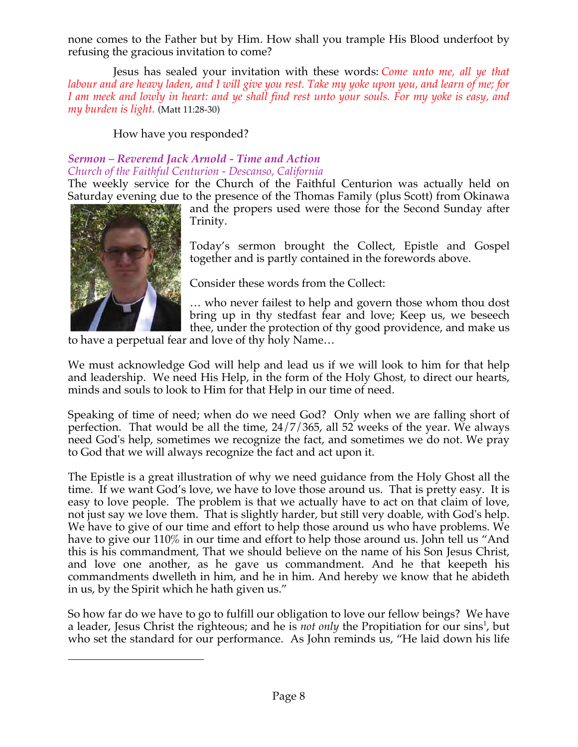none comes to the Father but by Him. How shall you trample His Blood underfoot by refusing the gracious invitation to come?

Jesus has sealed your invitation with these words: *Come unto me, all ye that labour and are heavy laden, and I will give you rest. Take my yoke upon you, and learn of me; for I am meek and lowly in heart: and ye shall find rest unto your souls. For my yoke is easy, and my burden is light.* (Matt 11:28-30)

How have you responded?

### *Sermon – Reverend Jack Arnold - Time and Action*

*Church of the Faithful Centurion - Descanso, California*

The weekly service for the Church of the Faithful Centurion was actually held on Saturday evening due to the presence of the Thomas Family (plus Scott) from Okinawa and the propers used were those for the Second Sunday after Trinity.

Today's sermon brought the Collect, Epistle and Gospel together and is partly contained in the forewords above.

Consider these words from the Collect:

… who never failest to help and govern those whom thou dost bring up in thy stedfast fear and love; Keep us, we beseech thee, under the protection of thy good providence, and make us to have a perpetual fear and love of thy holy Name…

We must acknowledge God will help and lead us if we will look to him for that help and leadership. We need His Help, in the form of the Holy Ghost, to direct our hearts, minds and souls to look to Him for that Help in our time of need.

Speaking of time of need; when do we need God? Only when we are falling short of perfection. That would be all the time, 24/7/365, all 52 weeks of the year. We always need God's help, sometimes we recognize the fact, and sometimes we do not. We pray to God that we will always recognize the fact and act upon it.

The Epistle is a great illustration of why we need guidance from the Holy Ghost all the time. If we want God's love, we have to love those around us. That is pretty easy. It is easy to love people. The problem is that we actually have to act on that claim of love, not just say we love them. That is slightly harder, but still very doable, with God's help. We have to give of our time and effort to help those around us who have problems. We have to give our 110% in our time and effort to help those around us. John tell us "And this is his commandment, That we should believe on the name of his Son Jesus Christ, and love one another, as he gave us commandment. And he that keepeth his commandments dwelleth in him, and he in him. And hereby we know that he abideth in us, by the Spirit which he hath given us."

So how far do we have to go to fulfill our obligation to love our fellow beings? We have a leader, Jesus Christ the righteous; and he is *not only* the Propitiation for our sins[1], but who set the standard for our performance. As John reminds us, "He laid down his life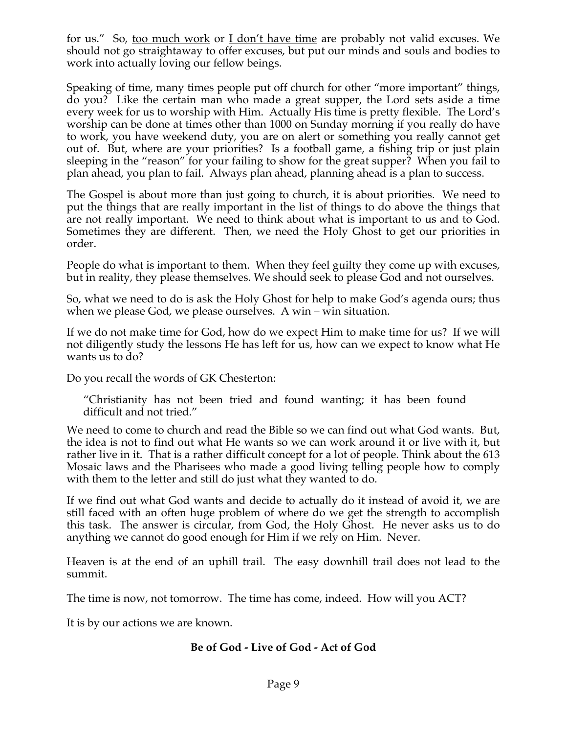for us." So, <u>too much work</u> or <u>I don't have time</u> are probably not valid excuses. We should not go straightaway to offer excuses, but put our minds and souls and bodies to work into actually loving our fellow beings.

Speaking of time, many times people put off church for other "more important" things, do you? Like the certain man who made a great supper, the Lord sets aside a time every week for us to worship with Him. Actually His time is pretty flexible. The Lord's worship can be done at times other than 1000 on Sunday morning if you really do have to work, you have weekend duty, you are on alert or something you really cannot get out of. But, where are your priorities? Is a football game, a fishing trip or just plain sleeping in the "reason" for your failing to show for the great supper? When you fail to plan ahead, you plan to fail. Always plan ahead, planning ahead is a plan to success.

The Gospel is about more than just going to church, it is about priorities. We need to put the things that are really important in the list of things to do above the things that are not really important. We need to think about what is important to us and to God. Sometimes they are different. Then, we need the Holy Ghost to get our priorities in order.

People do what is important to them. When they feel guilty they come up with excuses, but in reality, they please themselves. We should seek to please God and not ourselves.

So, what we need to do is ask the Holy Ghost for help to make God's agenda ours; thus when we please God, we please ourselves. A win – win situation.

If we do not make time for God, how do we expect Him to make time for us? If we will not diligently study the lessons He has left for us, how can we expect to know what He wants us to do?

Do you recall the words of GK Chesterton:

> "Christianity has not been tried and found wanting; it has been found difficult and not tried."

We need to come to church and read the Bible so we can find out what God wants. But, the idea is not to find out what He wants so we can work around it or live with it, but rather live in it. That is a rather difficult concept for a lot of people. Think about the 613 Mosaic laws and the Pharisees who made a good living telling people how to comply with them to the letter and still do just what they wanted to do.

If we find out what God wants and decide to actually do it instead of avoid it, we are still faced with an often huge problem of where do we get the strength to accomplish this task. The answer is circular, from God, the Holy Ghost. He never asks us to do anything we cannot do good enough for Him if we rely on Him. Never.

Heaven is at the end of an uphill trail. The easy downhill trail does not lead to the summit.

The time is now, not tomorrow. The time has come, indeed. How will you ACT?

It is by our actions we are known.

**Be of God - Live of God - Act of God**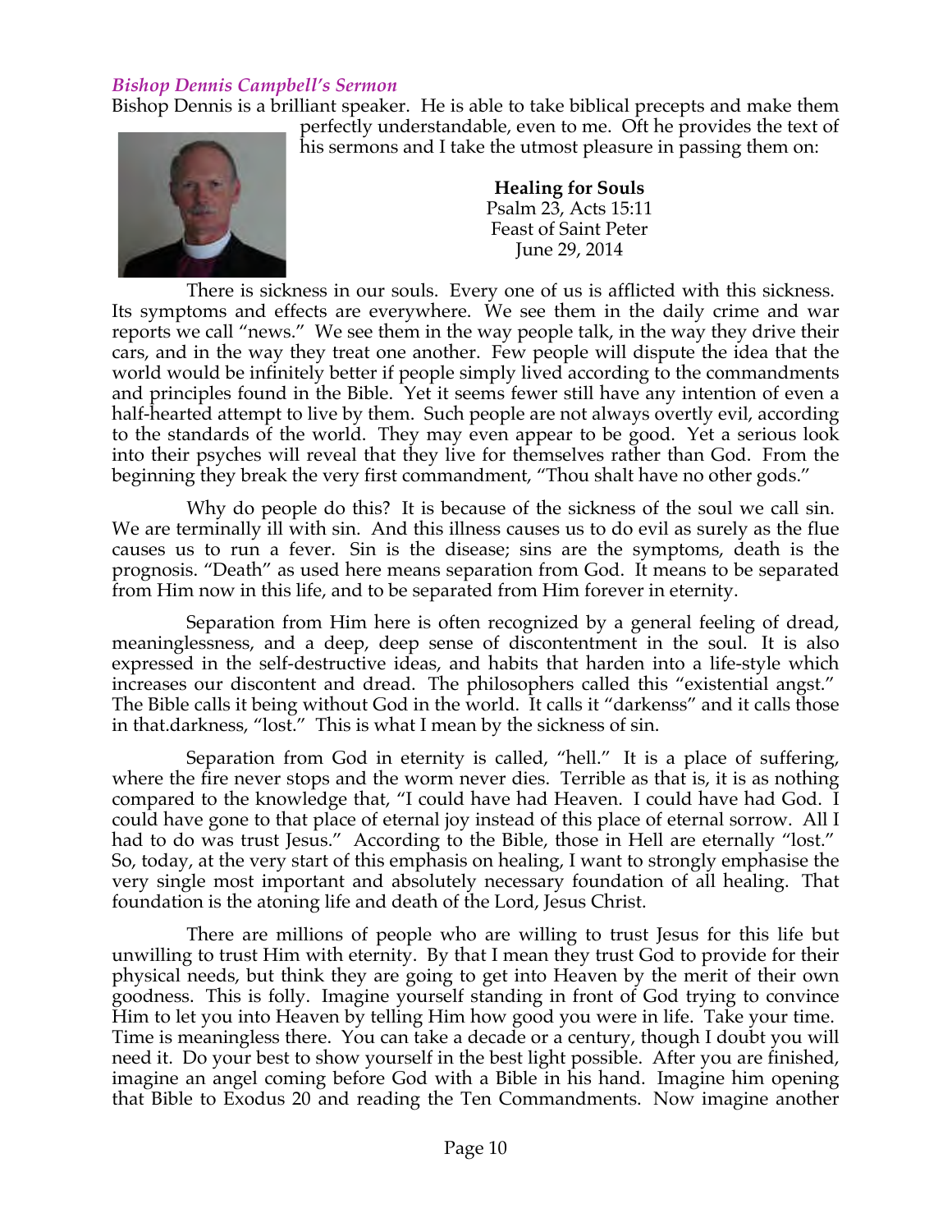***Bishop Dennis Campbell's Sermon***

Bishop Dennis is a brilliant speaker. He is able to take biblical precepts and make them perfectly understandable, even to me. Oft he provides the text of his sermons and I take the utmost pleasure in passing them on:

**Healing for Souls**
Psalm 23, Acts 15:11
Feast of Saint Peter
June 29, 2014

There is sickness in our souls. Every one of us is afflicted with this sickness. Its symptoms and effects are everywhere. We see them in the daily crime and war reports we call "news." We see them in the way people talk, in the way they drive their cars, and in the way they treat one another. Few people will dispute the idea that the world would be infinitely better if people simply lived according to the commandments and principles found in the Bible. Yet it seems fewer still have any intention of even a half-hearted attempt to live by them. Such people are not always overtly evil, according to the standards of the world. They may even appear to be good. Yet a serious look into their psyches will reveal that they live for themselves rather than God. From the beginning they break the very first commandment, "Thou shalt have no other gods."

Why do people do this? It is because of the sickness of the soul we call sin. We are terminally ill with sin. And this illness causes us to do evil as surely as the flue causes us to run a fever. Sin is the disease; sins are the symptoms, death is the prognosis. "Death" as used here means separation from God. It means to be separated from Him now in this life, and to be separated from Him forever in eternity.

Separation from Him here is often recognized by a general feeling of dread, meaninglessness, and a deep, deep sense of discontentment in the soul. It is also expressed in the self-destructive ideas, and habits that harden into a life-style which increases our discontent and dread. The philosophers called this "existential angst." The Bible calls it being without God in the world. It calls it "darkenss" and it calls those in that.darkness, "lost." This is what I mean by the sickness of sin.

Separation from God in eternity is called, "hell." It is a place of suffering, where the fire never stops and the worm never dies. Terrible as that is, it is as nothing compared to the knowledge that, "I could have had Heaven. I could have had God. I could have gone to that place of eternal joy instead of this place of eternal sorrow. All I had to do was trust Jesus." According to the Bible, those in Hell are eternally "lost." So, today, at the very start of this emphasis on healing, I want to strongly emphasise the very single most important and absolutely necessary foundation of all healing. That foundation is the atoning life and death of the Lord, Jesus Christ.

There are millions of people who are willing to trust Jesus for this life but unwilling to trust Him with eternity. By that I mean they trust God to provide for their physical needs, but think they are going to get into Heaven by the merit of their own goodness. This is folly. Imagine yourself standing in front of God trying to convince Him to let you into Heaven by telling Him how good you were in life. Take your time. Time is meaningless there. You can take a decade or a century, though I doubt you will need it. Do your best to show yourself in the best light possible. After you are finished, imagine an angel coming before God with a Bible in his hand. Imagine him opening that Bible to Exodus 20 and reading the Ten Commandments. Now imagine another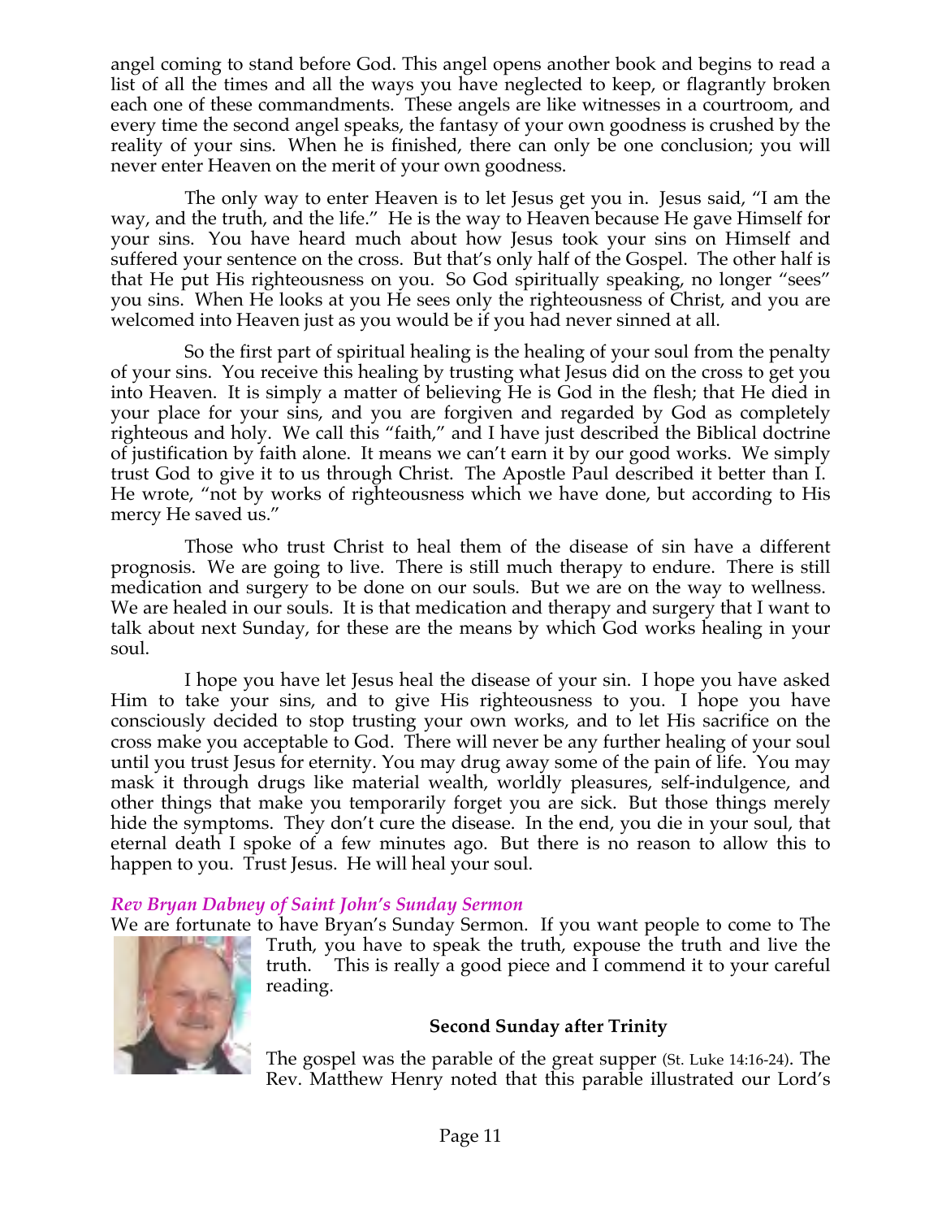angel coming to stand before God. This angel opens another book and begins to read a list of all the times and all the ways you have neglected to keep, or flagrantly broken each one of these commandments. These angels are like witnesses in a courtroom, and every time the second angel speaks, the fantasy of your own goodness is crushed by the reality of your sins. When he is finished, there can only be one conclusion; you will never enter Heaven on the merit of your own goodness.

The only way to enter Heaven is to let Jesus get you in. Jesus said, "I am the way, and the truth, and the life." He is the way to Heaven because He gave Himself for your sins. You have heard much about how Jesus took your sins on Himself and suffered your sentence on the cross. But that's only half of the Gospel. The other half is that He put His righteousness on you. So God spiritually speaking, no longer "sees" you sins. When He looks at you He sees only the righteousness of Christ, and you are welcomed into Heaven just as you would be if you had never sinned at all.

So the first part of spiritual healing is the healing of your soul from the penalty of your sins. You receive this healing by trusting what Jesus did on the cross to get you into Heaven. It is simply a matter of believing He is God in the flesh; that He died in your place for your sins, and you are forgiven and regarded by God as completely righteous and holy. We call this "faith," and I have just described the Biblical doctrine of justification by faith alone. It means we can't earn it by our good works. We simply trust God to give it to us through Christ. The Apostle Paul described it better than I. He wrote, "not by works of righteousness which we have done, but according to His mercy He saved us."

Those who trust Christ to heal them of the disease of sin have a different prognosis. We are going to live. There is still much therapy to endure. There is still medication and surgery to be done on our souls. But we are on the way to wellness. We are healed in our souls. It is that medication and therapy and surgery that I want to talk about next Sunday, for these are the means by which God works healing in your soul.

I hope you have let Jesus heal the disease of your sin. I hope you have asked Him to take your sins, and to give His righteousness to you. I hope you have consciously decided to stop trusting your own works, and to let His sacrifice on the cross make you acceptable to God. There will never be any further healing of your soul until you trust Jesus for eternity. You may drug away some of the pain of life. You may mask it through drugs like material wealth, worldly pleasures, self-indulgence, and other things that make you temporarily forget you are sick. But those things merely hide the symptoms. They don't cure the disease. In the end, you die in your soul, that eternal death I spoke of a few minutes ago. But there is no reason to allow this to happen to you. Trust Jesus. He will heal your soul.

***Rev Bryan Dabney of Saint John's Sunday Sermon***

We are fortunate to have Bryan's Sunday Sermon. If you want people to come to The Truth, you have to speak the truth, expouse the truth and live the truth. This is really a good piece and I commend it to your careful reading.

**Second Sunday after Trinity**

The gospel was the parable of the great supper (St. Luke 14:16-24). The Rev. Matthew Henry noted that this parable illustrated our Lord's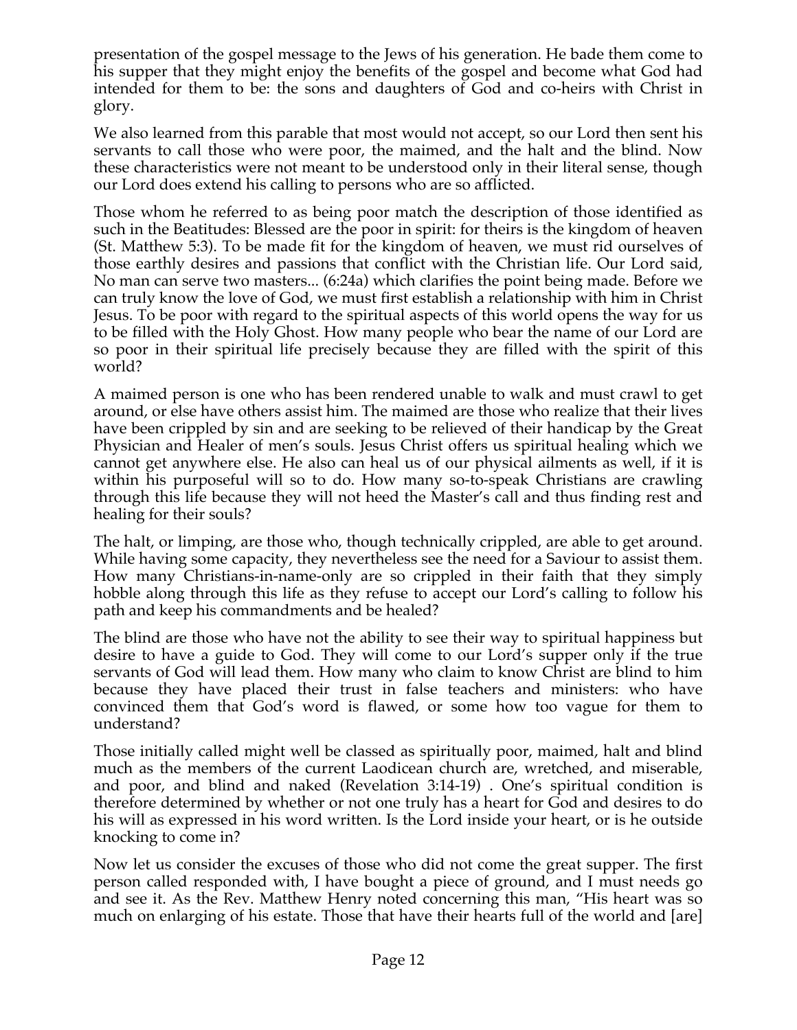presentation of the gospel message to the Jews of his generation. He bade them come to his supper that they might enjoy the benefits of the gospel and become what God had intended for them to be: the sons and daughters of God and co-heirs with Christ in glory.

We also learned from this parable that most would not accept, so our Lord then sent his servants to call those who were poor, the maimed, and the halt and the blind. Now these characteristics were not meant to be understood only in their literal sense, though our Lord does extend his calling to persons who are so afflicted.

Those whom he referred to as being poor match the description of those identified as such in the Beatitudes: Blessed are the poor in spirit: for theirs is the kingdom of heaven (St. Matthew 5:3). To be made fit for the kingdom of heaven, we must rid ourselves of those earthly desires and passions that conflict with the Christian life. Our Lord said, No man can serve two masters... (6:24a) which clarifies the point being made. Before we can truly know the love of God, we must first establish a relationship with him in Christ Jesus. To be poor with regard to the spiritual aspects of this world opens the way for us to be filled with the Holy Ghost. How many people who bear the name of our Lord are so poor in their spiritual life precisely because they are filled with the spirit of this world?

A maimed person is one who has been rendered unable to walk and must crawl to get around, or else have others assist him. The maimed are those who realize that their lives have been crippled by sin and are seeking to be relieved of their handicap by the Great Physician and Healer of men's souls. Jesus Christ offers us spiritual healing which we cannot get anywhere else. He also can heal us of our physical ailments as well, if it is within his purposeful will so to do. How many so-to-speak Christians are crawling through this life because they will not heed the Master's call and thus finding rest and healing for their souls?

The halt, or limping, are those who, though technically crippled, are able to get around. While having some capacity, they nevertheless see the need for a Saviour to assist them. How many Christians-in-name-only are so crippled in their faith that they simply hobble along through this life as they refuse to accept our Lord's calling to follow his path and keep his commandments and be healed?

The blind are those who have not the ability to see their way to spiritual happiness but desire to have a guide to God. They will come to our Lord's supper only if the true servants of God will lead them. How many who claim to know Christ are blind to him because they have placed their trust in false teachers and ministers: who have convinced them that God's word is flawed, or some how too vague for them to understand?

Those initially called might well be classed as spiritually poor, maimed, halt and blind much as the members of the current Laodicean church are, wretched, and miserable, and poor, and blind and naked (Revelation 3:14-19) . One's spiritual condition is therefore determined by whether or not one truly has a heart for God and desires to do his will as expressed in his word written. Is the Lord inside your heart, or is he outside knocking to come in?

Now let us consider the excuses of those who did not come the great supper. The first person called responded with, I have bought a piece of ground, and I must needs go and see it. As the Rev. Matthew Henry noted concerning this man, "His heart was so much on enlarging of his estate. Those that have their hearts full of the world and [are]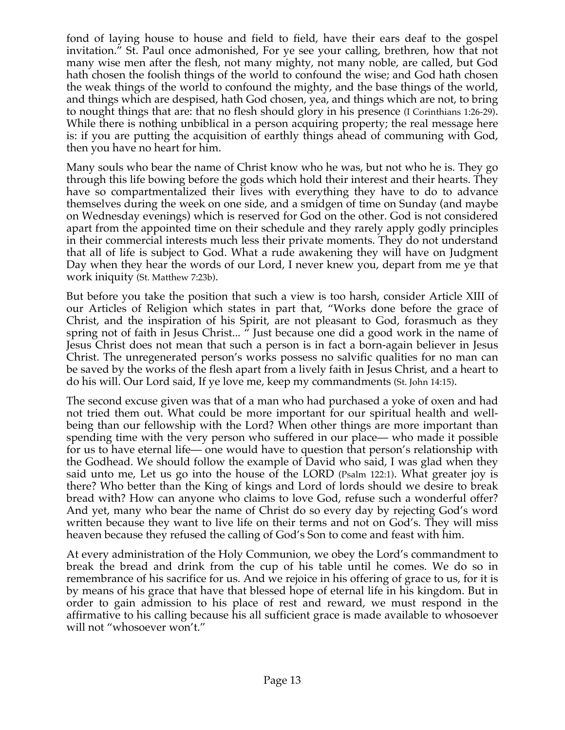fond of laying house to house and field to field, have their ears deaf to the gospel invitation." St. Paul once admonished, For ye see your calling, brethren, how that not many wise men after the flesh, not many mighty, not many noble, are called, but God hath chosen the foolish things of the world to confound the wise; and God hath chosen the weak things of the world to confound the mighty, and the base things of the world, and things which are despised, hath God chosen, yea, and things which are not, to bring to nought things that are: that no flesh should glory in his presence (I Corinthians 1:26-29). While there is nothing unbiblical in a person acquiring property; the real message here is: if you are putting the acquisition of earthly things ahead of communing with God, then you have no heart for him.

Many souls who bear the name of Christ know who he was, but not who he is. They go through this life bowing before the gods which hold their interest and their hearts. They have so compartmentalized their lives with everything they have to do to advance themselves during the week on one side, and a smidgen of time on Sunday (and maybe on Wednesday evenings) which is reserved for God on the other. God is not considered apart from the appointed time on their schedule and they rarely apply godly principles in their commercial interests much less their private moments. They do not understand that all of life is subject to God. What a rude awakening they will have on Judgment Day when they hear the words of our Lord, I never knew you, depart from me ye that work iniquity (St. Matthew 7:23b).

But before you take the position that such a view is too harsh, consider Article XIII of our Articles of Religion which states in part that, "Works done before the grace of Christ, and the inspiration of his Spirit, are not pleasant to God, forasmuch as they spring not of faith in Jesus Christ... " Just because one did a good work in the name of Jesus Christ does not mean that such a person is in fact a born-again believer in Jesus Christ. The unregenerated person's works possess no salvific qualities for no man can be saved by the works of the flesh apart from a lively faith in Jesus Christ, and a heart to do his will. Our Lord said, If ye love me, keep my commandments (St. John 14:15).

The second excuse given was that of a man who had purchased a yoke of oxen and had not tried them out. What could be more important for our spiritual health and well-being than our fellowship with the Lord? When other things are more important than spending time with the very person who suffered in our place— who made it possible for us to have eternal life— one would have to question that person's relationship with the Godhead. We should follow the example of David who said, I was glad when they said unto me, Let us go into the house of the LORD (Psalm 122:1). What greater joy is there? Who better than the King of kings and Lord of lords should we desire to break bread with? How can anyone who claims to love God, refuse such a wonderful offer? And yet, many who bear the name of Christ do so every day by rejecting God's word written because they want to live life on their terms and not on God's. They will miss heaven because they refused the calling of God's Son to come and feast with him.

At every administration of the Holy Communion, we obey the Lord's commandment to break the bread and drink from the cup of his table until he comes. We do so in remembrance of his sacrifice for us. And we rejoice in his offering of grace to us, for it is by means of his grace that have that blessed hope of eternal life in his kingdom. But in order to gain admission to his place of rest and reward, we must respond in the affirmative to his calling because his all sufficient grace is made available to whosoever will not "whosoever won't."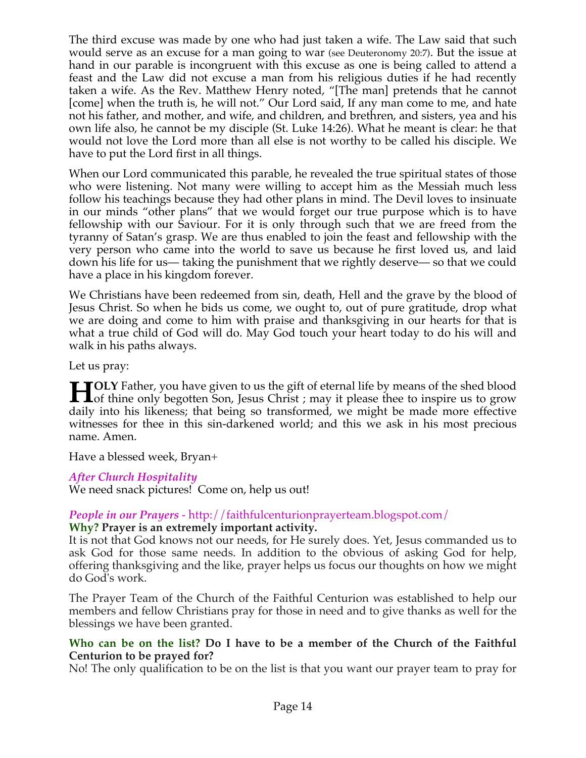The third excuse was made by one who had just taken a wife. The Law said that such would serve as an excuse for a man going to war (see Deuteronomy 20:7). But the issue at hand in our parable is incongruent with this excuse as one is being called to attend a feast and the Law did not excuse a man from his religious duties if he had recently taken a wife. As the Rev. Matthew Henry noted, "[The man] pretends that he cannot [come] when the truth is, he will not." Our Lord said, If any man come to me, and hate not his father, and mother, and wife, and children, and brethren, and sisters, yea and his own life also, he cannot be my disciple (St. Luke 14:26). What he meant is clear: he that would not love the Lord more than all else is not worthy to be called his disciple. We have to put the Lord first in all things.

When our Lord communicated this parable, he revealed the true spiritual states of those who were listening. Not many were willing to accept him as the Messiah much less follow his teachings because they had other plans in mind. The Devil loves to insinuate in our minds "other plans" that we would forget our true purpose which is to have fellowship with our Saviour. For it is only through such that we are freed from the tyranny of Satan's grasp. We are thus enabled to join the feast and fellowship with the very person who came into the world to save us because he first loved us, and laid down his life for us— taking the punishment that we rightly deserve— so that we could have a place in his kingdom forever.

We Christians have been redeemed from sin, death, Hell and the grave by the blood of Jesus Christ. So when he bids us come, we ought to, out of pure gratitude, drop what we are doing and come to him with praise and thanksgiving in our hearts for that is what a true child of God will do. May God touch your heart today to do his will and walk in his paths always.

Let us pray:

**HOLY** Father, you have given to us the gift of eternal life by means of the shed blood of thine only begotten Son, Jesus Christ ; may it please thee to inspire us to grow daily into his likeness; that being so transformed, we might be made more effective witnesses for thee in this sin-darkened world; and this we ask in his most precious name. Amen.

Have a blessed week, Bryan+

### *After Church Hospitality*

We need snack pictures!  Come on, help us out!

### *People in our Prayers* - http://faithfulcenturionprayerteam.blogspot.com/

**Why? Prayer is an extremely important activity.**

It is not that God knows not our needs, for He surely does. Yet, Jesus commanded us to ask God for those same needs. In addition to the obvious of asking God for help, offering thanksgiving and the like, prayer helps us focus our thoughts on how we might do God's work.

The Prayer Team of the Church of the Faithful Centurion was established to help our members and fellow Christians pray for those in need and to give thanks as well for the blessings we have been granted.

**Who can be on the list? Do I have to be a member of the Church of the Faithful Centurion to be prayed for?**

No! The only qualification to be on the list is that you want our prayer team to pray for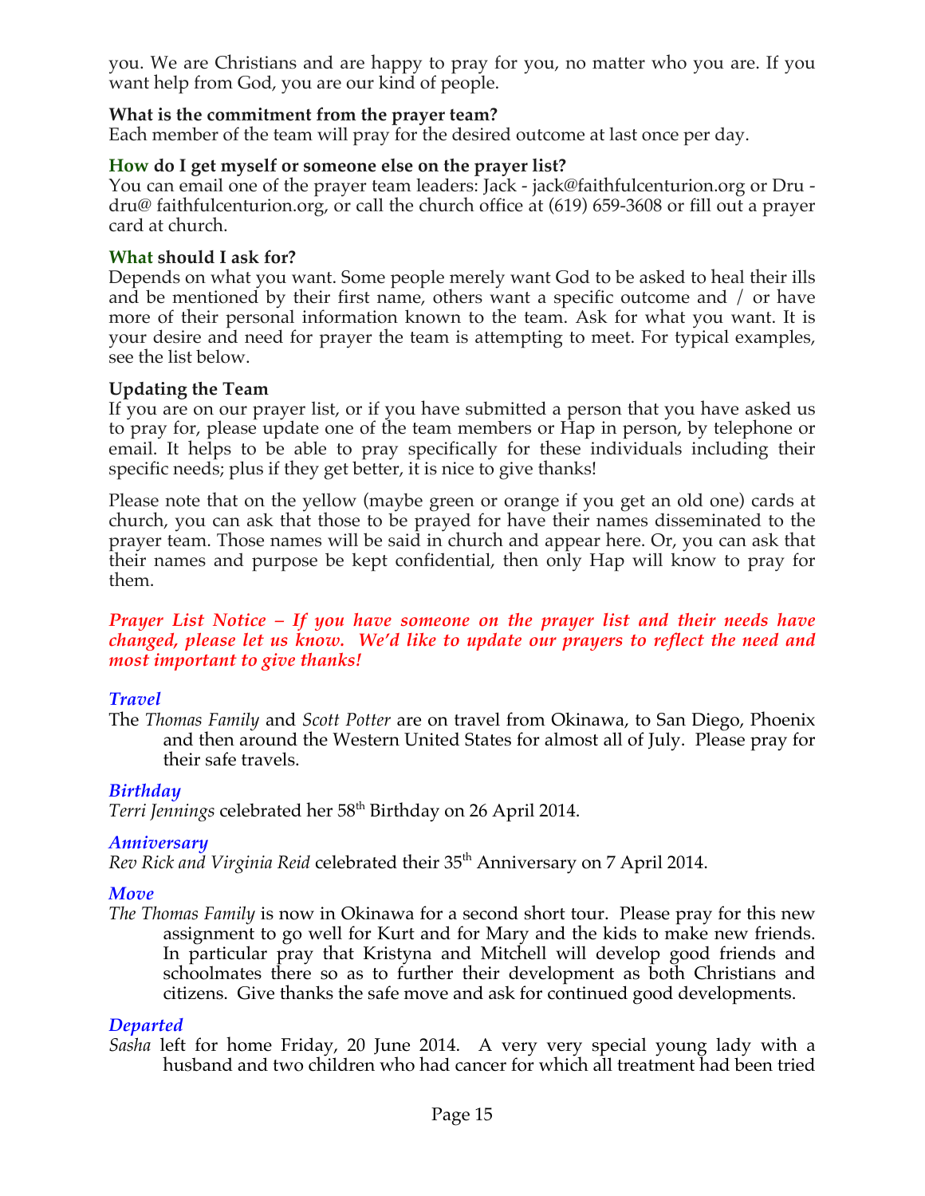you. We are Christians and are happy to pray for you, no matter who you are. If you want help from God, you are our kind of people.

**What is the commitment from the prayer team?**
Each member of the team will pray for the desired outcome at last once per day.

**How do I get myself or someone else on the prayer list?**
You can email one of the prayer team leaders: Jack - jack@faithfulcenturion.org or Dru - dru@ faithfulcenturion.org, or call the church office at (619) 659-3608 or fill out a prayer card at church.

**What should I ask for?**
Depends on what you want. Some people merely want God to be asked to heal their ills and be mentioned by their first name, others want a specific outcome and / or have more of their personal information known to the team. Ask for what you want. It is your desire and need for prayer the team is attempting to meet. For typical examples, see the list below.

**Updating the Team**
If you are on our prayer list, or if you have submitted a person that you have asked us to pray for, please update one of the team members or Hap in person, by telephone or email. It helps to be able to pray specifically for these individuals including their specific needs; plus if they get better, it is nice to give thanks!

Please note that on the yellow (maybe green or orange if you get an old one) cards at church, you can ask that those to be prayed for have their names disseminated to the prayer team. Those names will be said in church and appear here. Or, you can ask that their names and purpose be kept confidential, then only Hap will know to pray for them.

***Prayer List Notice – If you have someone on the prayer list and their needs have changed, please let us know. We'd like to update our prayers to reflect the need and most important to give thanks!***

***Travel***

The *Thomas Family* and *Scott Potter* are on travel from Okinawa, to San Diego, Phoenix and then around the Western United States for almost all of July. Please pray for their safe travels.

***Birthday***

*Terri Jennings* celebrated her 58th Birthday on 26 April 2014.

***Anniversary***

*Rev Rick and Virginia Reid* celebrated their 35th Anniversary on 7 April 2014.

***Move***

*The Thomas Family* is now in Okinawa for a second short tour. Please pray for this new assignment to go well for Kurt and for Mary and the kids to make new friends. In particular pray that Kristyna and Mitchell will develop good friends and schoolmates there so as to further their development as both Christians and citizens. Give thanks the safe move and ask for continued good developments.

***Departed***

*Sasha* left for home Friday, 20 June 2014. A very very special young lady with a husband and two children who had cancer for which all treatment had been tried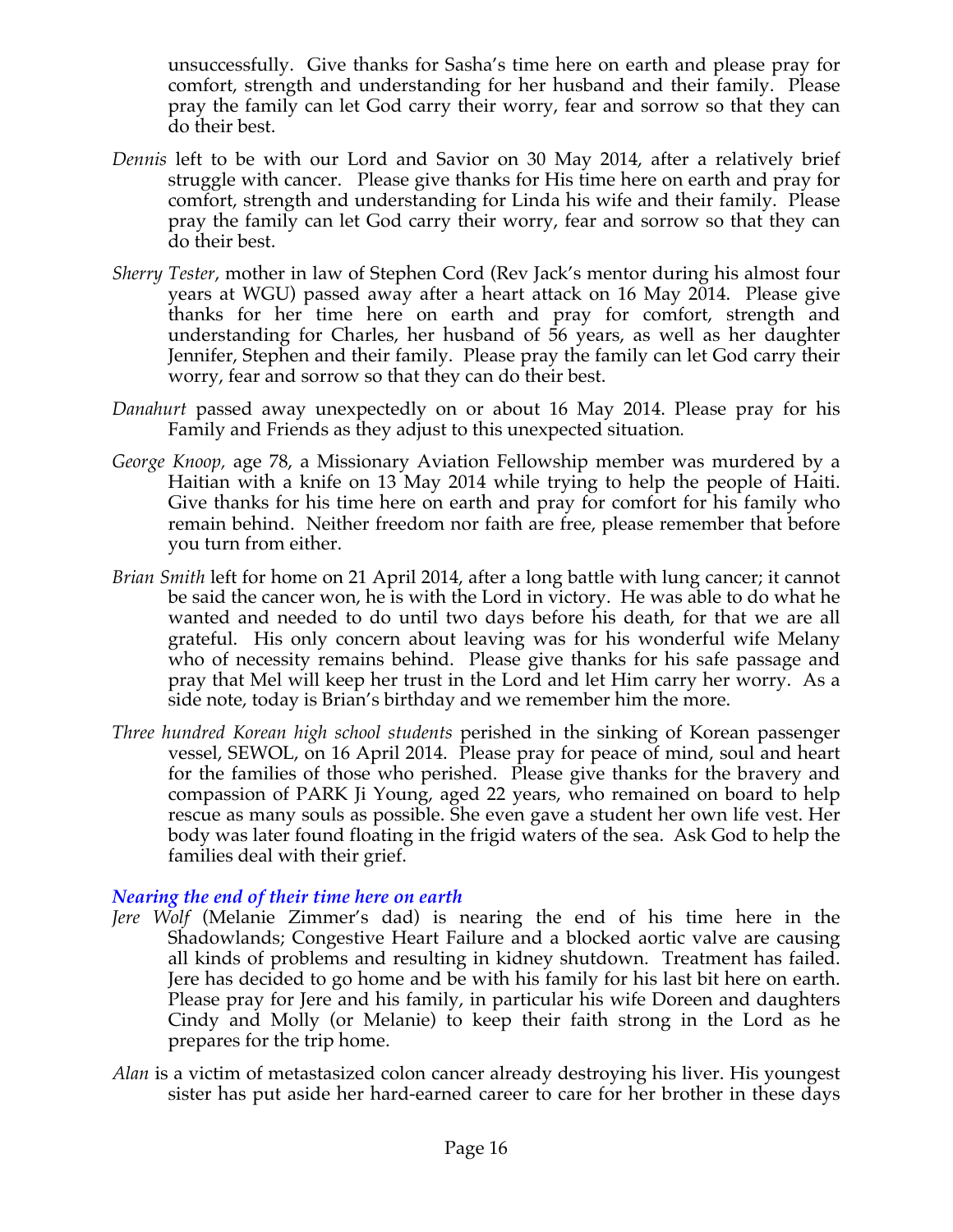unsuccessfully. Give thanks for Sasha's time here on earth and please pray for comfort, strength and understanding for her husband and their family. Please pray the family can let God carry their worry, fear and sorrow so that they can do their best.

*Dennis* left to be with our Lord and Savior on 30 May 2014, after a relatively brief struggle with cancer. Please give thanks for His time here on earth and pray for comfort, strength and understanding for Linda his wife and their family. Please pray the family can let God carry their worry, fear and sorrow so that they can do their best.

*Sherry Tester*, mother in law of Stephen Cord (Rev Jack's mentor during his almost four years at WGU) passed away after a heart attack on 16 May 2014. Please give thanks for her time here on earth and pray for comfort, strength and understanding for Charles, her husband of 56 years, as well as her daughter Jennifer, Stephen and their family. Please pray the family can let God carry their worry, fear and sorrow so that they can do their best.

*Danahurt* passed away unexpectedly on or about 16 May 2014. Please pray for his Family and Friends as they adjust to this unexpected situation.

*George Knoop,* age 78, a Missionary Aviation Fellowship member was murdered by a Haitian with a knife on 13 May 2014 while trying to help the people of Haiti. Give thanks for his time here on earth and pray for comfort for his family who remain behind. Neither freedom nor faith are free, please remember that before you turn from either.

*Brian Smith* left for home on 21 April 2014, after a long battle with lung cancer; it cannot be said the cancer won, he is with the Lord in victory. He was able to do what he wanted and needed to do until two days before his death, for that we are all grateful. His only concern about leaving was for his wonderful wife Melany who of necessity remains behind. Please give thanks for his safe passage and pray that Mel will keep her trust in the Lord and let Him carry her worry. As a side note, today is Brian's birthday and we remember him the more.

*Three hundred Korean high school students* perished in the sinking of Korean passenger vessel, SEWOL, on 16 April 2014. Please pray for peace of mind, soul and heart for the families of those who perished. Please give thanks for the bravery and compassion of PARK Ji Young, aged 22 years, who remained on board to help rescue as many souls as possible. She even gave a student her own life vest. Her body was later found floating in the frigid waters of the sea. Ask God to help the families deal with their grief.

### *Nearing the end of their time here on earth*

*Jere Wolf* (Melanie Zimmer's dad) is nearing the end of his time here in the Shadowlands; Congestive Heart Failure and a blocked aortic valve are causing all kinds of problems and resulting in kidney shutdown. Treatment has failed. Jere has decided to go home and be with his family for his last bit here on earth. Please pray for Jere and his family, in particular his wife Doreen and daughters Cindy and Molly (or Melanie) to keep their faith strong in the Lord as he prepares for the trip home.

*Alan* is a victim of metastasized colon cancer already destroying his liver. His youngest sister has put aside her hard-earned career to care for her brother in these days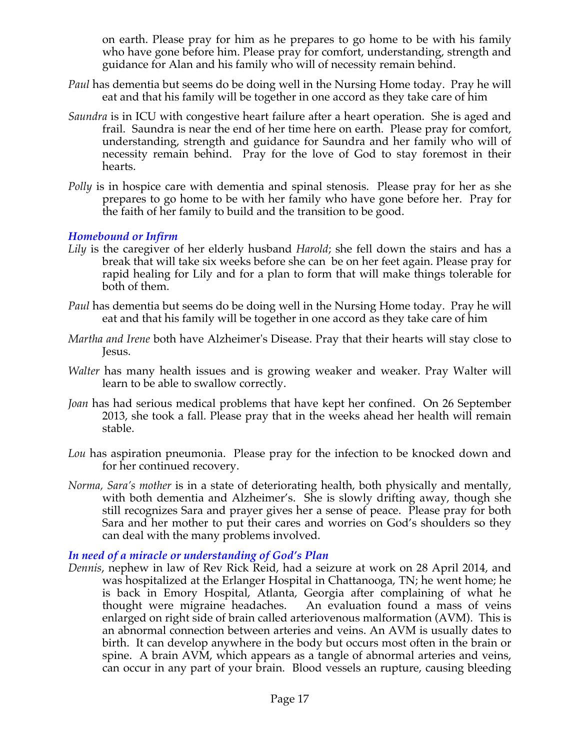on earth. Please pray for him as he prepares to go home to be with his family who have gone before him. Please pray for comfort, understanding, strength and guidance for Alan and his family who will of necessity remain behind.

*Paul* has dementia but seems do be doing well in the Nursing Home today. Pray he will eat and that his family will be together in one accord as they take care of him

*Saundra* is in ICU with congestive heart failure after a heart operation. She is aged and frail. Saundra is near the end of her time here on earth. Please pray for comfort, understanding, strength and guidance for Saundra and her family who will of necessity remain behind. Pray for the love of God to stay foremost in their hearts.

*Polly* is in hospice care with dementia and spinal stenosis. Please pray for her as she prepares to go home to be with her family who have gone before her. Pray for the faith of her family to build and the transition to be good.

### *Homebound or Infirm*

*Lily* is the caregiver of her elderly husband *Harold*; she fell down the stairs and has a break that will take six weeks before she can be on her feet again. Please pray for rapid healing for Lily and for a plan to form that will make things tolerable for both of them.

*Paul* has dementia but seems do be doing well in the Nursing Home today. Pray he will eat and that his family will be together in one accord as they take care of him

*Martha and Irene* both have Alzheimer's Disease. Pray that their hearts will stay close to Jesus.

*Walter* has many health issues and is growing weaker and weaker. Pray Walter will learn to be able to swallow correctly.

*Joan* has had serious medical problems that have kept her confined. On 26 September 2013, she took a fall. Please pray that in the weeks ahead her health will remain stable.

*Lou* has aspiration pneumonia. Please pray for the infection to be knocked down and for her continued recovery.

*Norma, Sara's mother* is in a state of deteriorating health, both physically and mentally, with both dementia and Alzheimer's. She is slowly drifting away, though she still recognizes Sara and prayer gives her a sense of peace. Please pray for both Sara and her mother to put their cares and worries on God's shoulders so they can deal with the many problems involved.

### *In need of a miracle or understanding of God's Plan*

*Dennis*, nephew in law of Rev Rick Reid, had a seizure at work on 28 April 2014, and was hospitalized at the Erlanger Hospital in Chattanooga, TN; he went home; he is back in Emory Hospital, Atlanta, Georgia after complaining of what he thought were migraine headaches. An evaluation found a mass of veins enlarged on right side of brain called arteriovenous malformation (AVM). This is an abnormal connection between arteries and veins. An AVM is usually dates to birth. It can develop anywhere in the body but occurs most often in the brain or spine. A brain AVM, which appears as a tangle of abnormal arteries and veins, can occur in any part of your brain. Blood vessels an rupture, causing bleeding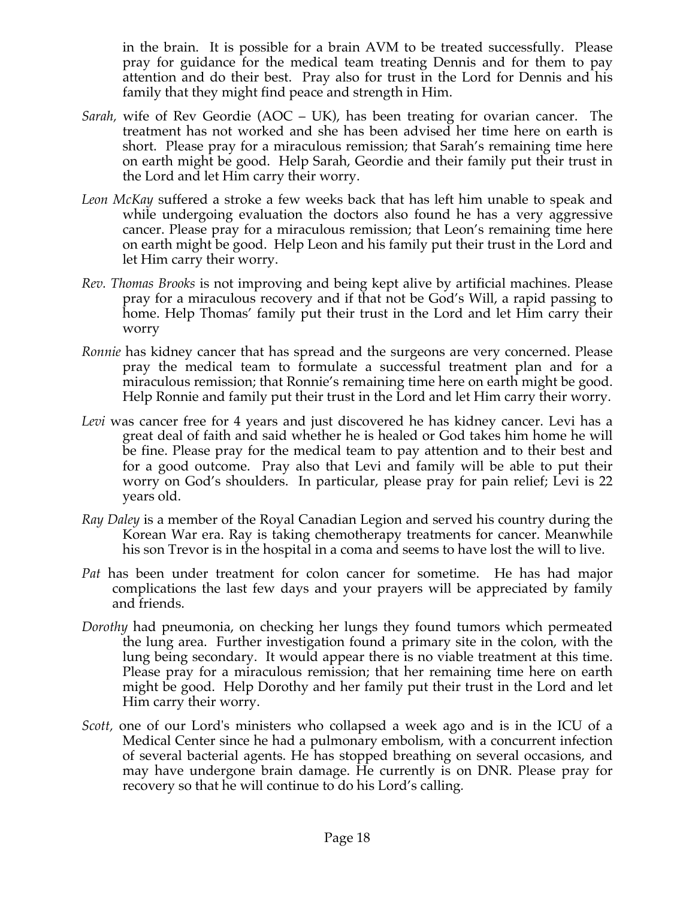in the brain. It is possible for a brain AVM to be treated successfully. Please pray for guidance for the medical team treating Dennis and for them to pay attention and do their best. Pray also for trust in the Lord for Dennis and his family that they might find peace and strength in Him.

*Sarah,* wife of Rev Geordie (AOC – UK), has been treating for ovarian cancer. The treatment has not worked and she has been advised her time here on earth is short. Please pray for a miraculous remission; that Sarah's remaining time here on earth might be good. Help Sarah, Geordie and their family put their trust in the Lord and let Him carry their worry.

*Leon McKay* suffered a stroke a few weeks back that has left him unable to speak and while undergoing evaluation the doctors also found he has a very aggressive cancer. Please pray for a miraculous remission; that Leon's remaining time here on earth might be good. Help Leon and his family put their trust in the Lord and let Him carry their worry.

*Rev. Thomas Brooks* is not improving and being kept alive by artificial machines. Please pray for a miraculous recovery and if that not be God's Will, a rapid passing to home. Help Thomas' family put their trust in the Lord and let Him carry their worry

*Ronnie* has kidney cancer that has spread and the surgeons are very concerned. Please pray the medical team to formulate a successful treatment plan and for a miraculous remission; that Ronnie's remaining time here on earth might be good. Help Ronnie and family put their trust in the Lord and let Him carry their worry.

*Levi* was cancer free for 4 years and just discovered he has kidney cancer. Levi has a great deal of faith and said whether he is healed or God takes him home he will be fine. Please pray for the medical team to pay attention and to their best and for a good outcome. Pray also that Levi and family will be able to put their worry on God's shoulders. In particular, please pray for pain relief; Levi is 22 years old.

*Ray Daley* is a member of the Royal Canadian Legion and served his country during the Korean War era. Ray is taking chemotherapy treatments for cancer. Meanwhile his son Trevor is in the hospital in a coma and seems to have lost the will to live.

*Pat* has been under treatment for colon cancer for sometime. He has had major complications the last few days and your prayers will be appreciated by family and friends.

*Dorothy* had pneumonia, on checking her lungs they found tumors which permeated the lung area. Further investigation found a primary site in the colon, with the lung being secondary. It would appear there is no viable treatment at this time. Please pray for a miraculous remission; that her remaining time here on earth might be good. Help Dorothy and her family put their trust in the Lord and let Him carry their worry.

*Scott,* one of our Lord's ministers who collapsed a week ago and is in the ICU of a Medical Center since he had a pulmonary embolism, with a concurrent infection of several bacterial agents. He has stopped breathing on several occasions, and may have undergone brain damage. He currently is on DNR. Please pray for recovery so that he will continue to do his Lord's calling.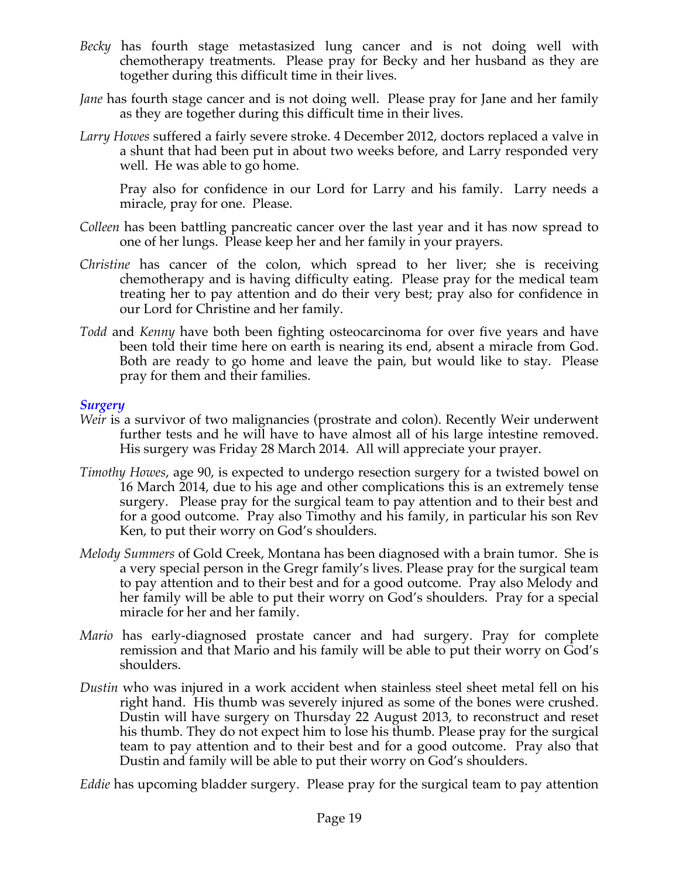*Becky* has fourth stage metastasized lung cancer and is not doing well with chemotherapy treatments. Please pray for Becky and her husband as they are together during this difficult time in their lives.

*Jane* has fourth stage cancer and is not doing well. Please pray for Jane and her family as they are together during this difficult time in their lives.

*Larry Howes* suffered a fairly severe stroke. 4 December 2012, doctors replaced a valve in a shunt that had been put in about two weeks before, and Larry responded very well. He was able to go home.

Pray also for confidence in our Lord for Larry and his family. Larry needs a miracle, pray for one. Please.

*Colleen* has been battling pancreatic cancer over the last year and it has now spread to one of her lungs. Please keep her and her family in your prayers.

*Christine* has cancer of the colon, which spread to her liver; she is receiving chemotherapy and is having difficulty eating. Please pray for the medical team treating her to pay attention and do their very best; pray also for confidence in our Lord for Christine and her family.

*Todd* and *Kenny* have both been fighting osteocarcinoma for over five years and have been told their time here on earth is nearing its end, absent a miracle from God. Both are ready to go home and leave the pain, but would like to stay. Please pray for them and their families.

### *Surgery*

*Weir* is a survivor of two malignancies (prostrate and colon). Recently Weir underwent further tests and he will have to have almost all of his large intestine removed. His surgery was Friday 28 March 2014. All will appreciate your prayer.

*Timothy Howes*, age 90, is expected to undergo resection surgery for a twisted bowel on 16 March 2014, due to his age and other complications this is an extremely tense surgery. Please pray for the surgical team to pay attention and to their best and for a good outcome. Pray also Timothy and his family, in particular his son Rev Ken, to put their worry on God's shoulders.

*Melody Summers* of Gold Creek, Montana has been diagnosed with a brain tumor. She is a very special person in the Gregr family's lives. Please pray for the surgical team to pay attention and to their best and for a good outcome. Pray also Melody and her family will be able to put their worry on God's shoulders. Pray for a special miracle for her and her family.

*Mario* has early-diagnosed prostate cancer and had surgery. Pray for complete remission and that Mario and his family will be able to put their worry on God's shoulders.

*Dustin* who was injured in a work accident when stainless steel sheet metal fell on his right hand. His thumb was severely injured as some of the bones were crushed. Dustin will have surgery on Thursday 22 August 2013, to reconstruct and reset his thumb. They do not expect him to lose his thumb. Please pray for the surgical team to pay attention and to their best and for a good outcome. Pray also that Dustin and family will be able to put their worry on God's shoulders.

*Eddie* has upcoming bladder surgery. Please pray for the surgical team to pay attention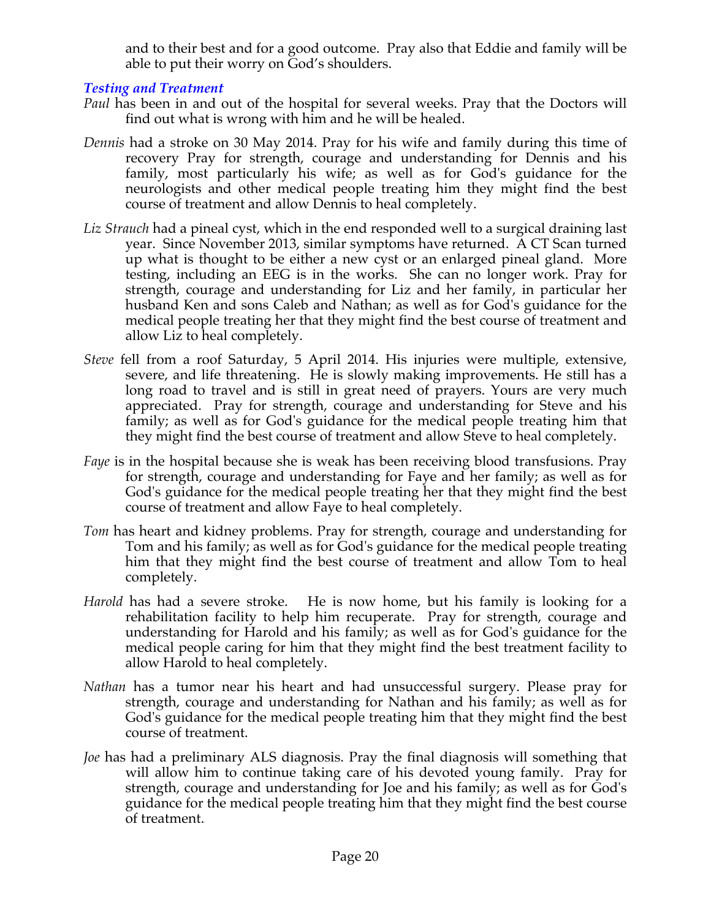and to their best and for a good outcome. Pray also that Eddie and family will be able to put their worry on God's shoulders.

### *Testing and Treatment*

*Paul* has been in and out of the hospital for several weeks. Pray that the Doctors will find out what is wrong with him and he will be healed.

*Dennis* had a stroke on 30 May 2014. Pray for his wife and family during this time of recovery Pray for strength, courage and understanding for Dennis and his family, most particularly his wife; as well as for God's guidance for the neurologists and other medical people treating him they might find the best course of treatment and allow Dennis to heal completely.

*Liz Strauch* had a pineal cyst, which in the end responded well to a surgical draining last year. Since November 2013, similar symptoms have returned. A CT Scan turned up what is thought to be either a new cyst or an enlarged pineal gland. More testing, including an EEG is in the works. She can no longer work. Pray for strength, courage and understanding for Liz and her family, in particular her husband Ken and sons Caleb and Nathan; as well as for God's guidance for the medical people treating her that they might find the best course of treatment and allow Liz to heal completely.

*Steve* fell from a roof Saturday, 5 April 2014. His injuries were multiple, extensive, severe, and life threatening. He is slowly making improvements. He still has a long road to travel and is still in great need of prayers. Yours are very much appreciated. Pray for strength, courage and understanding for Steve and his family; as well as for God's guidance for the medical people treating him that they might find the best course of treatment and allow Steve to heal completely.

*Faye* is in the hospital because she is weak has been receiving blood transfusions. Pray for strength, courage and understanding for Faye and her family; as well as for God's guidance for the medical people treating her that they might find the best course of treatment and allow Faye to heal completely.

*Tom* has heart and kidney problems. Pray for strength, courage and understanding for Tom and his family; as well as for God's guidance for the medical people treating him that they might find the best course of treatment and allow Tom to heal completely.

*Harold* has had a severe stroke. He is now home, but his family is looking for a rehabilitation facility to help him recuperate. Pray for strength, courage and understanding for Harold and his family; as well as for God's guidance for the medical people caring for him that they might find the best treatment facility to allow Harold to heal completely.

*Nathan* has a tumor near his heart and had unsuccessful surgery. Please pray for strength, courage and understanding for Nathan and his family; as well as for God's guidance for the medical people treating him that they might find the best course of treatment.

*Joe* has had a preliminary ALS diagnosis. Pray the final diagnosis will something that will allow him to continue taking care of his devoted young family. Pray for strength, courage and understanding for Joe and his family; as well as for God's guidance for the medical people treating him that they might find the best course of treatment.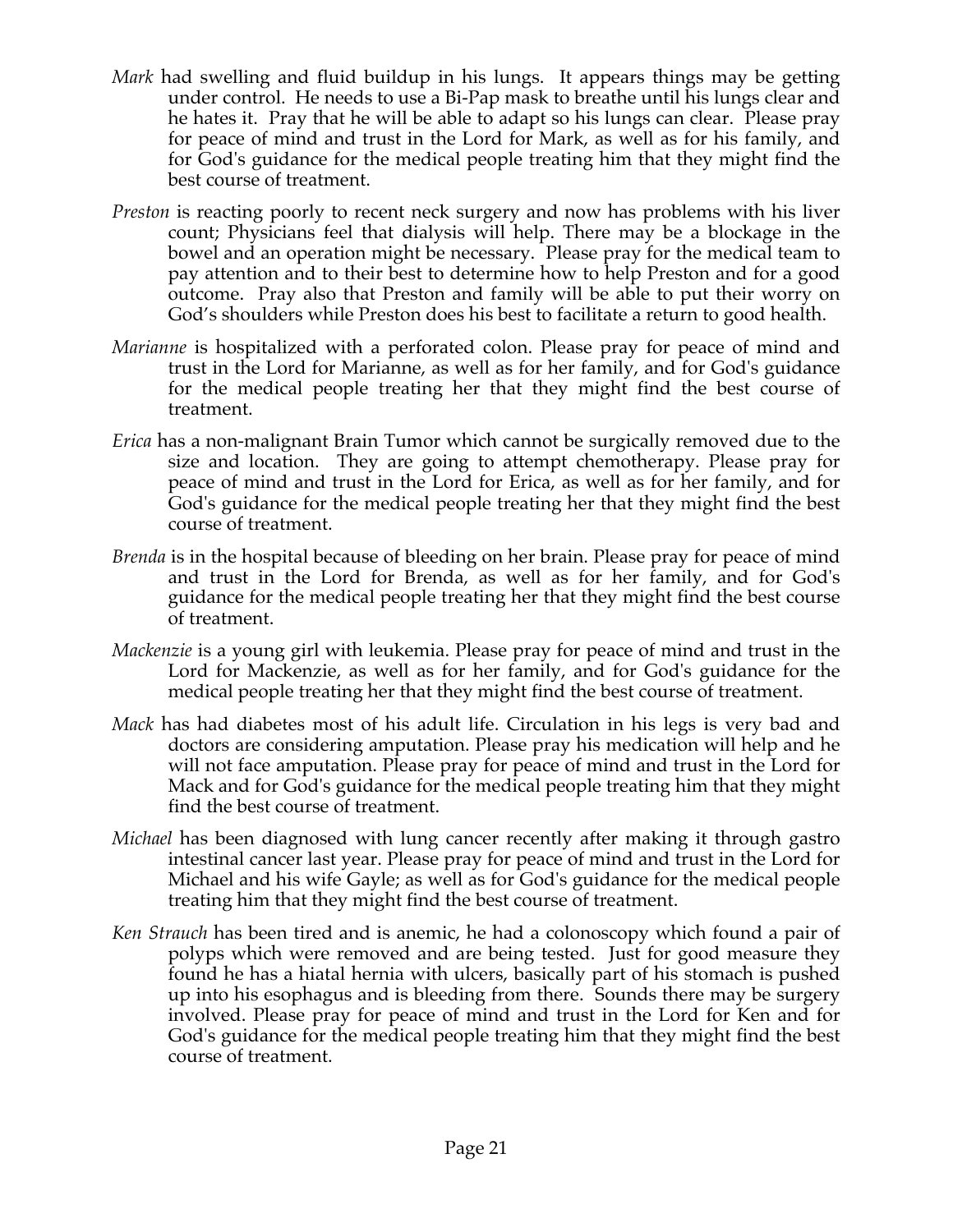*Mark* had swelling and fluid buildup in his lungs. It appears things may be getting under control. He needs to use a Bi-Pap mask to breathe until his lungs clear and he hates it. Pray that he will be able to adapt so his lungs can clear. Please pray for peace of mind and trust in the Lord for Mark, as well as for his family, and for God's guidance for the medical people treating him that they might find the best course of treatment.

*Preston* is reacting poorly to recent neck surgery and now has problems with his liver count; Physicians feel that dialysis will help. There may be a blockage in the bowel and an operation might be necessary. Please pray for the medical team to pay attention and to their best to determine how to help Preston and for a good outcome. Pray also that Preston and family will be able to put their worry on God's shoulders while Preston does his best to facilitate a return to good health.

*Marianne* is hospitalized with a perforated colon. Please pray for peace of mind and trust in the Lord for Marianne, as well as for her family, and for God's guidance for the medical people treating her that they might find the best course of treatment.

*Erica* has a non-malignant Brain Tumor which cannot be surgically removed due to the size and location. They are going to attempt chemotherapy. Please pray for peace of mind and trust in the Lord for Erica, as well as for her family, and for God's guidance for the medical people treating her that they might find the best course of treatment.

*Brenda* is in the hospital because of bleeding on her brain. Please pray for peace of mind and trust in the Lord for Brenda, as well as for her family, and for God's guidance for the medical people treating her that they might find the best course of treatment.

*Mackenzie* is a young girl with leukemia. Please pray for peace of mind and trust in the Lord for Mackenzie, as well as for her family, and for God's guidance for the medical people treating her that they might find the best course of treatment.

*Mack* has had diabetes most of his adult life. Circulation in his legs is very bad and doctors are considering amputation. Please pray his medication will help and he will not face amputation. Please pray for peace of mind and trust in the Lord for Mack and for God's guidance for the medical people treating him that they might find the best course of treatment.

*Michael* has been diagnosed with lung cancer recently after making it through gastro intestinal cancer last year. Please pray for peace of mind and trust in the Lord for Michael and his wife Gayle; as well as for God's guidance for the medical people treating him that they might find the best course of treatment.

*Ken Strauch* has been tired and is anemic, he had a colonoscopy which found a pair of polyps which were removed and are being tested. Just for good measure they found he has a hiatal hernia with ulcers, basically part of his stomach is pushed up into his esophagus and is bleeding from there. Sounds there may be surgery involved. Please pray for peace of mind and trust in the Lord for Ken and for God's guidance for the medical people treating him that they might find the best course of treatment.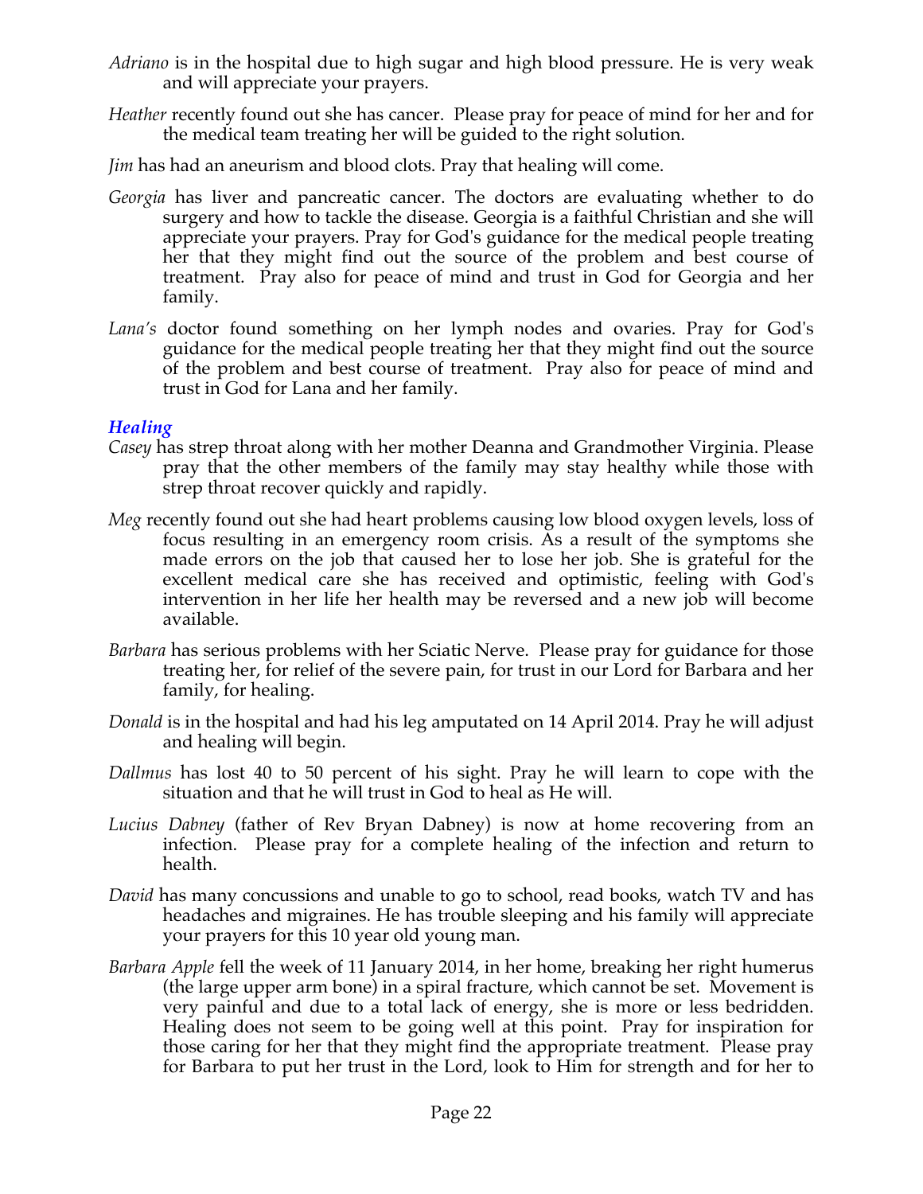*Adriano* is in the hospital due to high sugar and high blood pressure. He is very weak and will appreciate your prayers.

*Heather* recently found out she has cancer. Please pray for peace of mind for her and for the medical team treating her will be guided to the right solution.

*Jim* has had an aneurism and blood clots. Pray that healing will come.

*Georgia* has liver and pancreatic cancer. The doctors are evaluating whether to do surgery and how to tackle the disease. Georgia is a faithful Christian and she will appreciate your prayers. Pray for God's guidance for the medical people treating her that they might find out the source of the problem and best course of treatment. Pray also for peace of mind and trust in God for Georgia and her family.

*Lana's* doctor found something on her lymph nodes and ovaries. Pray for God's guidance for the medical people treating her that they might find out the source of the problem and best course of treatment. Pray also for peace of mind and trust in God for Lana and her family.

### *Healing*

*Casey* has strep throat along with her mother Deanna and Grandmother Virginia. Please pray that the other members of the family may stay healthy while those with strep throat recover quickly and rapidly.

*Meg* recently found out she had heart problems causing low blood oxygen levels, loss of focus resulting in an emergency room crisis. As a result of the symptoms she made errors on the job that caused her to lose her job. She is grateful for the excellent medical care she has received and optimistic, feeling with God's intervention in her life her health may be reversed and a new job will become available.

*Barbara* has serious problems with her Sciatic Nerve. Please pray for guidance for those treating her, for relief of the severe pain, for trust in our Lord for Barbara and her family, for healing.

*Donald* is in the hospital and had his leg amputated on 14 April 2014. Pray he will adjust and healing will begin.

*Dallmus* has lost 40 to 50 percent of his sight. Pray he will learn to cope with the situation and that he will trust in God to heal as He will.

*Lucius Dabney* (father of Rev Bryan Dabney) is now at home recovering from an infection. Please pray for a complete healing of the infection and return to health.

*David* has many concussions and unable to go to school, read books, watch TV and has headaches and migraines. He has trouble sleeping and his family will appreciate your prayers for this 10 year old young man.

*Barbara Apple* fell the week of 11 January 2014, in her home, breaking her right humerus (the large upper arm bone) in a spiral fracture, which cannot be set. Movement is very painful and due to a total lack of energy, she is more or less bedridden. Healing does not seem to be going well at this point. Pray for inspiration for those caring for her that they might find the appropriate treatment. Please pray for Barbara to put her trust in the Lord, look to Him for strength and for her to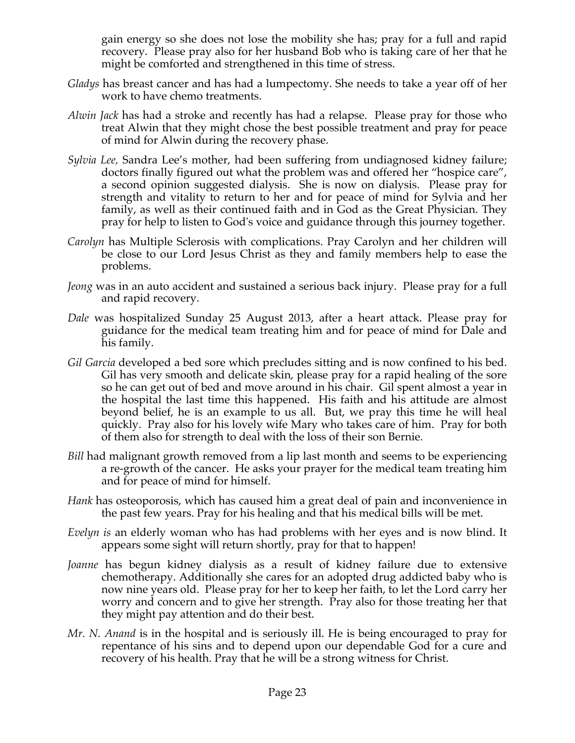gain energy so she does not lose the mobility she has; pray for a full and rapid recovery. Please pray also for her husband Bob who is taking care of her that he might be comforted and strengthened in this time of stress.

*Gladys* has breast cancer and has had a lumpectomy. She needs to take a year off of her work to have chemo treatments.

*Alwin Jack* has had a stroke and recently has had a relapse. Please pray for those who treat Alwin that they might chose the best possible treatment and pray for peace of mind for Alwin during the recovery phase.

*Sylvia Lee,* Sandra Lee's mother, had been suffering from undiagnosed kidney failure; doctors finally figured out what the problem was and offered her "hospice care", a second opinion suggested dialysis. She is now on dialysis. Please pray for strength and vitality to return to her and for peace of mind for Sylvia and her family, as well as their continued faith and in God as the Great Physician. They pray for help to listen to God's voice and guidance through this journey together.

*Carolyn* has Multiple Sclerosis with complications. Pray Carolyn and her children will be close to our Lord Jesus Christ as they and family members help to ease the problems.

*Jeong* was in an auto accident and sustained a serious back injury. Please pray for a full and rapid recovery.

*Dale* was hospitalized Sunday 25 August 2013, after a heart attack. Please pray for guidance for the medical team treating him and for peace of mind for Dale and his family.

*Gil Garcia* developed a bed sore which precludes sitting and is now confined to his bed. Gil has very smooth and delicate skin, please pray for a rapid healing of the sore so he can get out of bed and move around in his chair. Gil spent almost a year in the hospital the last time this happened. His faith and his attitude are almost beyond belief, he is an example to us all. But, we pray this time he will heal quickly. Pray also for his lovely wife Mary who takes care of him. Pray for both of them also for strength to deal with the loss of their son Bernie.

*Bill* had malignant growth removed from a lip last month and seems to be experiencing a re-growth of the cancer. He asks your prayer for the medical team treating him and for peace of mind for himself.

*Hank* has osteoporosis, which has caused him a great deal of pain and inconvenience in the past few years. Pray for his healing and that his medical bills will be met.

*Evelyn is* an elderly woman who has had problems with her eyes and is now blind. It appears some sight will return shortly, pray for that to happen!

*Joanne* has begun kidney dialysis as a result of kidney failure due to extensive chemotherapy. Additionally she cares for an adopted drug addicted baby who is now nine years old. Please pray for her to keep her faith, to let the Lord carry her worry and concern and to give her strength. Pray also for those treating her that they might pay attention and do their best.

*Mr. N. Anand* is in the hospital and is seriously ill. He is being encouraged to pray for repentance of his sins and to depend upon our dependable God for a cure and recovery of his health. Pray that he will be a strong witness for Christ.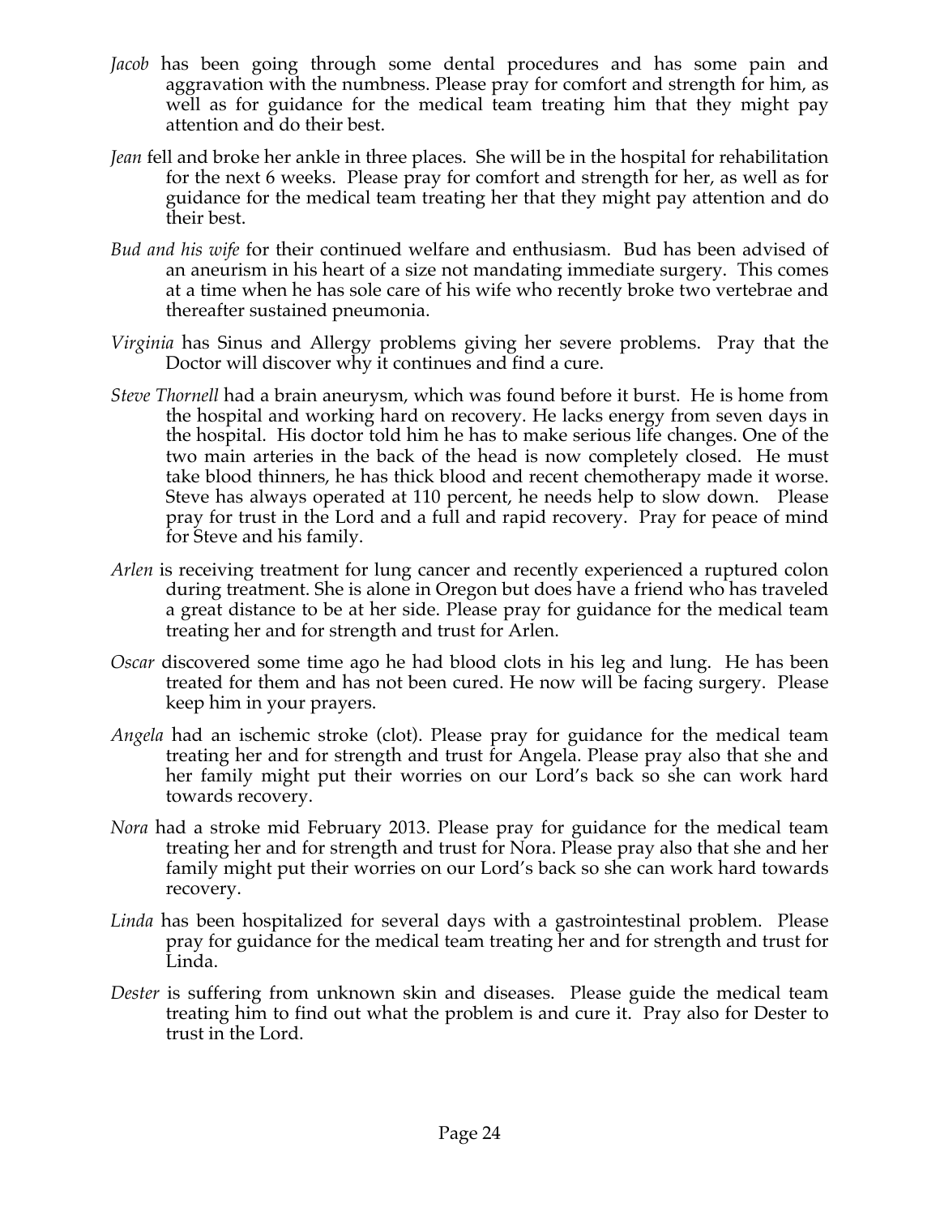*Jacob* has been going through some dental procedures and has some pain and aggravation with the numbness. Please pray for comfort and strength for him, as well as for guidance for the medical team treating him that they might pay attention and do their best.

*Jean* fell and broke her ankle in three places. She will be in the hospital for rehabilitation for the next 6 weeks. Please pray for comfort and strength for her, as well as for guidance for the medical team treating her that they might pay attention and do their best.

*Bud and his wife* for their continued welfare and enthusiasm. Bud has been advised of an aneurism in his heart of a size not mandating immediate surgery. This comes at a time when he has sole care of his wife who recently broke two vertebrae and thereafter sustained pneumonia.

*Virginia* has Sinus and Allergy problems giving her severe problems. Pray that the Doctor will discover why it continues and find a cure.

*Steve Thornell* had a brain aneurysm, which was found before it burst. He is home from the hospital and working hard on recovery. He lacks energy from seven days in the hospital. His doctor told him he has to make serious life changes. One of the two main arteries in the back of the head is now completely closed. He must take blood thinners, he has thick blood and recent chemotherapy made it worse. Steve has always operated at 110 percent, he needs help to slow down. Please pray for trust in the Lord and a full and rapid recovery. Pray for peace of mind for Steve and his family.

*Arlen* is receiving treatment for lung cancer and recently experienced a ruptured colon during treatment. She is alone in Oregon but does have a friend who has traveled a great distance to be at her side. Please pray for guidance for the medical team treating her and for strength and trust for Arlen.

*Oscar* discovered some time ago he had blood clots in his leg and lung. He has been treated for them and has not been cured. He now will be facing surgery. Please keep him in your prayers.

*Angela* had an ischemic stroke (clot). Please pray for guidance for the medical team treating her and for strength and trust for Angela. Please pray also that she and her family might put their worries on our Lord's back so she can work hard towards recovery.

*Nora* had a stroke mid February 2013. Please pray for guidance for the medical team treating her and for strength and trust for Nora. Please pray also that she and her family might put their worries on our Lord's back so she can work hard towards recovery.

*Linda* has been hospitalized for several days with a gastrointestinal problem. Please pray for guidance for the medical team treating her and for strength and trust for Linda.

*Dester* is suffering from unknown skin and diseases. Please guide the medical team treating him to find out what the problem is and cure it. Pray also for Dester to trust in the Lord.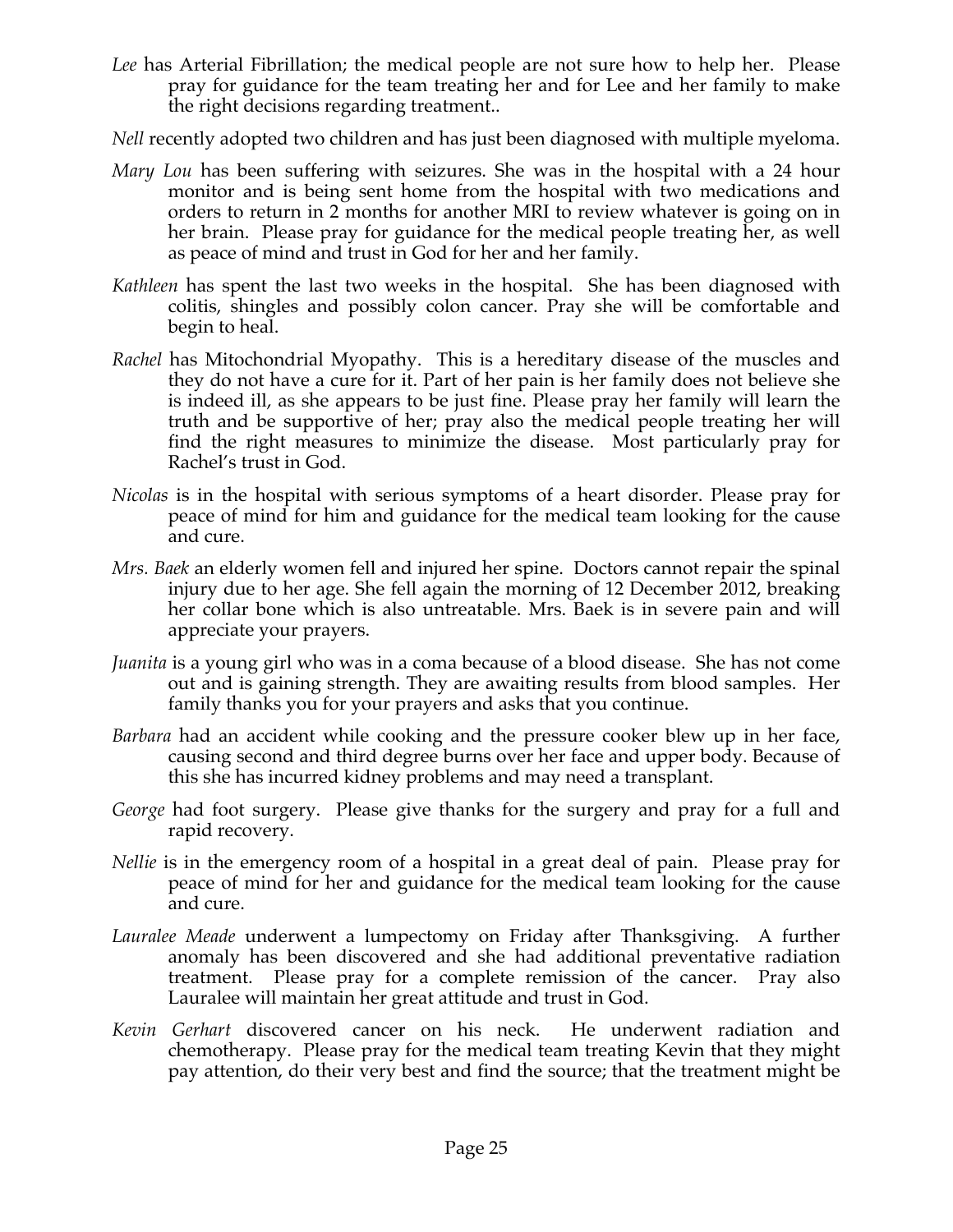*Lee* has Arterial Fibrillation; the medical people are not sure how to help her. Please pray for guidance for the team treating her and for Lee and her family to make the right decisions regarding treatment..

*Nell* recently adopted two children and has just been diagnosed with multiple myeloma.

*Mary Lou* has been suffering with seizures. She was in the hospital with a 24 hour monitor and is being sent home from the hospital with two medications and orders to return in 2 months for another MRI to review whatever is going on in her brain. Please pray for guidance for the medical people treating her, as well as peace of mind and trust in God for her and her family.

*Kathleen* has spent the last two weeks in the hospital. She has been diagnosed with colitis, shingles and possibly colon cancer. Pray she will be comfortable and begin to heal.

*Rachel* has Mitochondrial Myopathy. This is a hereditary disease of the muscles and they do not have a cure for it. Part of her pain is her family does not believe she is indeed ill, as she appears to be just fine. Please pray her family will learn the truth and be supportive of her; pray also the medical people treating her will find the right measures to minimize the disease. Most particularly pray for Rachel's trust in God.

*Nicolas* is in the hospital with serious symptoms of a heart disorder. Please pray for peace of mind for him and guidance for the medical team looking for the cause and cure.

*Mrs. Baek* an elderly women fell and injured her spine. Doctors cannot repair the spinal injury due to her age. She fell again the morning of 12 December 2012, breaking her collar bone which is also untreatable. Mrs. Baek is in severe pain and will appreciate your prayers.

*Juanita* is a young girl who was in a coma because of a blood disease. She has not come out and is gaining strength. They are awaiting results from blood samples. Her family thanks you for your prayers and asks that you continue.

*Barbara* had an accident while cooking and the pressure cooker blew up in her face, causing second and third degree burns over her face and upper body. Because of this she has incurred kidney problems and may need a transplant.

*George* had foot surgery. Please give thanks for the surgery and pray for a full and rapid recovery.

*Nellie* is in the emergency room of a hospital in a great deal of pain. Please pray for peace of mind for her and guidance for the medical team looking for the cause and cure.

*Lauralee Meade* underwent a lumpectomy on Friday after Thanksgiving. A further anomaly has been discovered and she had additional preventative radiation treatment. Please pray for a complete remission of the cancer. Pray also Lauralee will maintain her great attitude and trust in God.

*Kevin Gerhart* discovered cancer on his neck. He underwent radiation and chemotherapy. Please pray for the medical team treating Kevin that they might pay attention, do their very best and find the source; that the treatment might be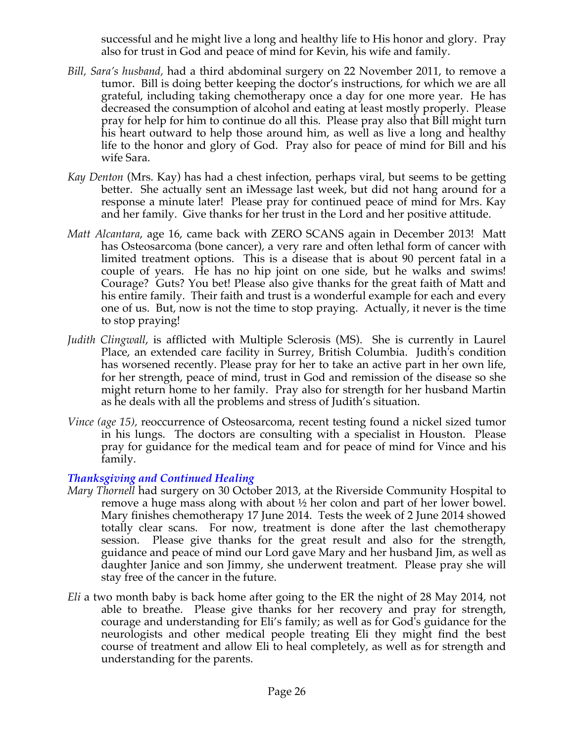successful and he might live a long and healthy life to His honor and glory. Pray also for trust in God and peace of mind for Kevin, his wife and family.

*Bill, Sara's husband,* had a third abdominal surgery on 22 November 2011, to remove a tumor. Bill is doing better keeping the doctor's instructions, for which we are all grateful, including taking chemotherapy once a day for one more year. He has decreased the consumption of alcohol and eating at least mostly properly. Please pray for help for him to continue do all this. Please pray also that Bill might turn his heart outward to help those around him, as well as live a long and healthy life to the honor and glory of God. Pray also for peace of mind for Bill and his wife Sara.

*Kay Denton* (Mrs. Kay) has had a chest infection, perhaps viral, but seems to be getting better. She actually sent an iMessage last week, but did not hang around for a response a minute later! Please pray for continued peace of mind for Mrs. Kay and her family. Give thanks for her trust in the Lord and her positive attitude.

*Matt Alcantara*, age 16, came back with ZERO SCANS again in December 2013! Matt has Osteosarcoma (bone cancer), a very rare and often lethal form of cancer with limited treatment options. This is a disease that is about 90 percent fatal in a couple of years. He has no hip joint on one side, but he walks and swims! Courage? Guts? You bet! Please also give thanks for the great faith of Matt and his entire family. Their faith and trust is a wonderful example for each and every one of us. But, now is not the time to stop praying. Actually, it never is the time to stop praying!

*Judith Clingwall*, is afflicted with Multiple Sclerosis (MS). She is currently in Laurel Place, an extended care facility in Surrey, British Columbia. Judith's condition has worsened recently. Please pray for her to take an active part in her own life, for her strength, peace of mind, trust in God and remission of the disease so she might return home to her family. Pray also for strength for her husband Martin as he deals with all the problems and stress of Judith's situation.

*Vince (age 15),* reoccurrence of Osteosarcoma, recent testing found a nickel sized tumor in his lungs. The doctors are consulting with a specialist in Houston. Please pray for guidance for the medical team and for peace of mind for Vince and his family.

### *Thanksgiving and Continued Healing*

*Mary Thornell* had surgery on 30 October 2013, at the Riverside Community Hospital to remove a huge mass along with about ½ her colon and part of her lower bowel. Mary finishes chemotherapy 17 June 2014. Tests the week of 2 June 2014 showed totally clear scans. For now, treatment is done after the last chemotherapy session. Please give thanks for the great result and also for the strength, guidance and peace of mind our Lord gave Mary and her husband Jim, as well as daughter Janice and son Jimmy, she underwent treatment. Please pray she will stay free of the cancer in the future.

*Eli* a two month baby is back home after going to the ER the night of 28 May 2014, not able to breathe. Please give thanks for her recovery and pray for strength, courage and understanding for Eli's family; as well as for God's guidance for the neurologists and other medical people treating Eli they might find the best course of treatment and allow Eli to heal completely, as well as for strength and understanding for the parents.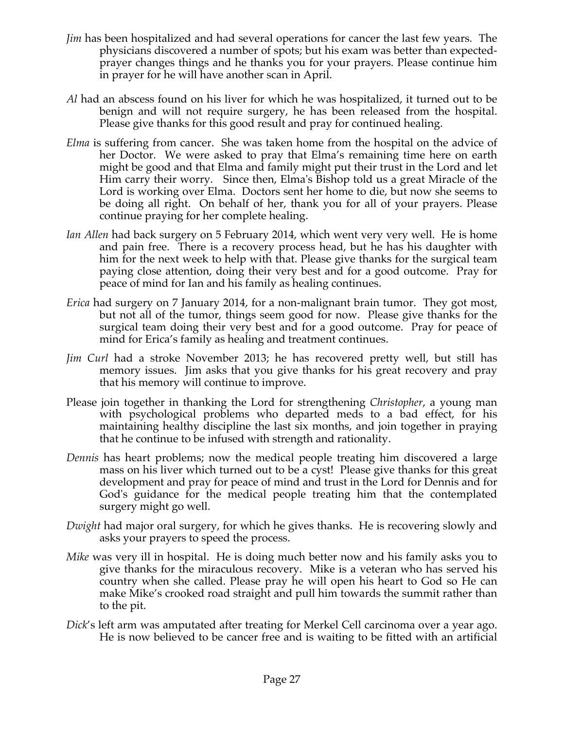*Jim* has been hospitalized and had several operations for cancer the last few years. The physicians discovered a number of spots; but his exam was better than expected-prayer changes things and he thanks you for your prayers. Please continue him in prayer for he will have another scan in April.

*Al* had an abscess found on his liver for which he was hospitalized, it turned out to be benign and will not require surgery, he has been released from the hospital. Please give thanks for this good result and pray for continued healing.

*Elma* is suffering from cancer. She was taken home from the hospital on the advice of her Doctor. We were asked to pray that Elma's remaining time here on earth might be good and that Elma and family might put their trust in the Lord and let Him carry their worry. Since then, Elma's Bishop told us a great Miracle of the Lord is working over Elma. Doctors sent her home to die, but now she seems to be doing all right. On behalf of her, thank you for all of your prayers. Please continue praying for her complete healing.

*Ian Allen* had back surgery on 5 February 2014, which went very very well. He is home and pain free. There is a recovery process head, but he has his daughter with him for the next week to help with that. Please give thanks for the surgical team paying close attention, doing their very best and for a good outcome. Pray for peace of mind for Ian and his family as healing continues.

*Erica* had surgery on 7 January 2014, for a non-malignant brain tumor. They got most, but not all of the tumor, things seem good for now. Please give thanks for the surgical team doing their very best and for a good outcome. Pray for peace of mind for Erica's family as healing and treatment continues.

*Jim Curl* had a stroke November 2013; he has recovered pretty well, but still has memory issues. Jim asks that you give thanks for his great recovery and pray that his memory will continue to improve.

Please join together in thanking the Lord for strengthening *Christopher*, a young man with psychological problems who departed meds to a bad effect, for his maintaining healthy discipline the last six months, and join together in praying that he continue to be infused with strength and rationality.

*Dennis* has heart problems; now the medical people treating him discovered a large mass on his liver which turned out to be a cyst! Please give thanks for this great development and pray for peace of mind and trust in the Lord for Dennis and for God's guidance for the medical people treating him that the contemplated surgery might go well.

*Dwight* had major oral surgery, for which he gives thanks. He is recovering slowly and asks your prayers to speed the process.

*Mike* was very ill in hospital. He is doing much better now and his family asks you to give thanks for the miraculous recovery. Mike is a veteran who has served his country when she called. Please pray he will open his heart to God so He can make Mike's crooked road straight and pull him towards the summit rather than to the pit.

*Dick*'s left arm was amputated after treating for Merkel Cell carcinoma over a year ago. He is now believed to be cancer free and is waiting to be fitted with an artificial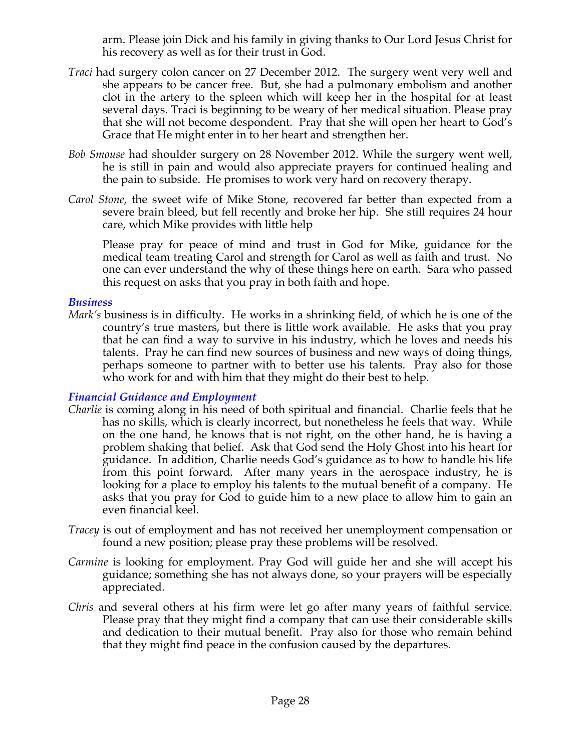arm. Please join Dick and his family in giving thanks to Our Lord Jesus Christ for his recovery as well as for their trust in God.

*Traci* had surgery colon cancer on 27 December 2012. The surgery went very well and she appears to be cancer free. But, she had a pulmonary embolism and another clot in the artery to the spleen which will keep her in the hospital for at least several days. Traci is beginning to be weary of her medical situation. Please pray that she will not become despondent. Pray that she will open her heart to God's Grace that He might enter in to her heart and strengthen her.

*Bob Smouse* had shoulder surgery on 28 November 2012. While the surgery went well, he is still in pain and would also appreciate prayers for continued healing and the pain to subside. He promises to work very hard on recovery therapy.

*Carol Stone*, the sweet wife of Mike Stone, recovered far better than expected from a severe brain bleed, but fell recently and broke her hip. She still requires 24 hour care, which Mike provides with little help

Please pray for peace of mind and trust in God for Mike, guidance for the medical team treating Carol and strength for Carol as well as faith and trust. No one can ever understand the why of these things here on earth. Sara who passed this request on asks that you pray in both faith and hope.

### *Business*

*Mark's* business is in difficulty. He works in a shrinking field, of which he is one of the country's true masters, but there is little work available. He asks that you pray that he can find a way to survive in his industry, which he loves and needs his talents. Pray he can find new sources of business and new ways of doing things, perhaps someone to partner with to better use his talents. Pray also for those who work for and with him that they might do their best to help.

### *Financial Guidance and Employment*

*Charlie* is coming along in his need of both spiritual and financial. Charlie feels that he has no skills, which is clearly incorrect, but nonetheless he feels that way. While on the one hand, he knows that is not right, on the other hand, he is having a problem shaking that belief. Ask that God send the Holy Ghost into his heart for guidance. In addition, Charlie needs God's guidance as to how to handle his life from this point forward. After many years in the aerospace industry, he is looking for a place to employ his talents to the mutual benefit of a company. He asks that you pray for God to guide him to a new place to allow him to gain an even financial keel.

*Tracey* is out of employment and has not received her unemployment compensation or found a new position; please pray these problems will be resolved.

*Carmine* is looking for employment. Pray God will guide her and she will accept his guidance; something she has not always done, so your prayers will be especially appreciated.

*Chris* and several others at his firm were let go after many years of faithful service. Please pray that they might find a company that can use their considerable skills and dedication to their mutual benefit. Pray also for those who remain behind that they might find peace in the confusion caused by the departures.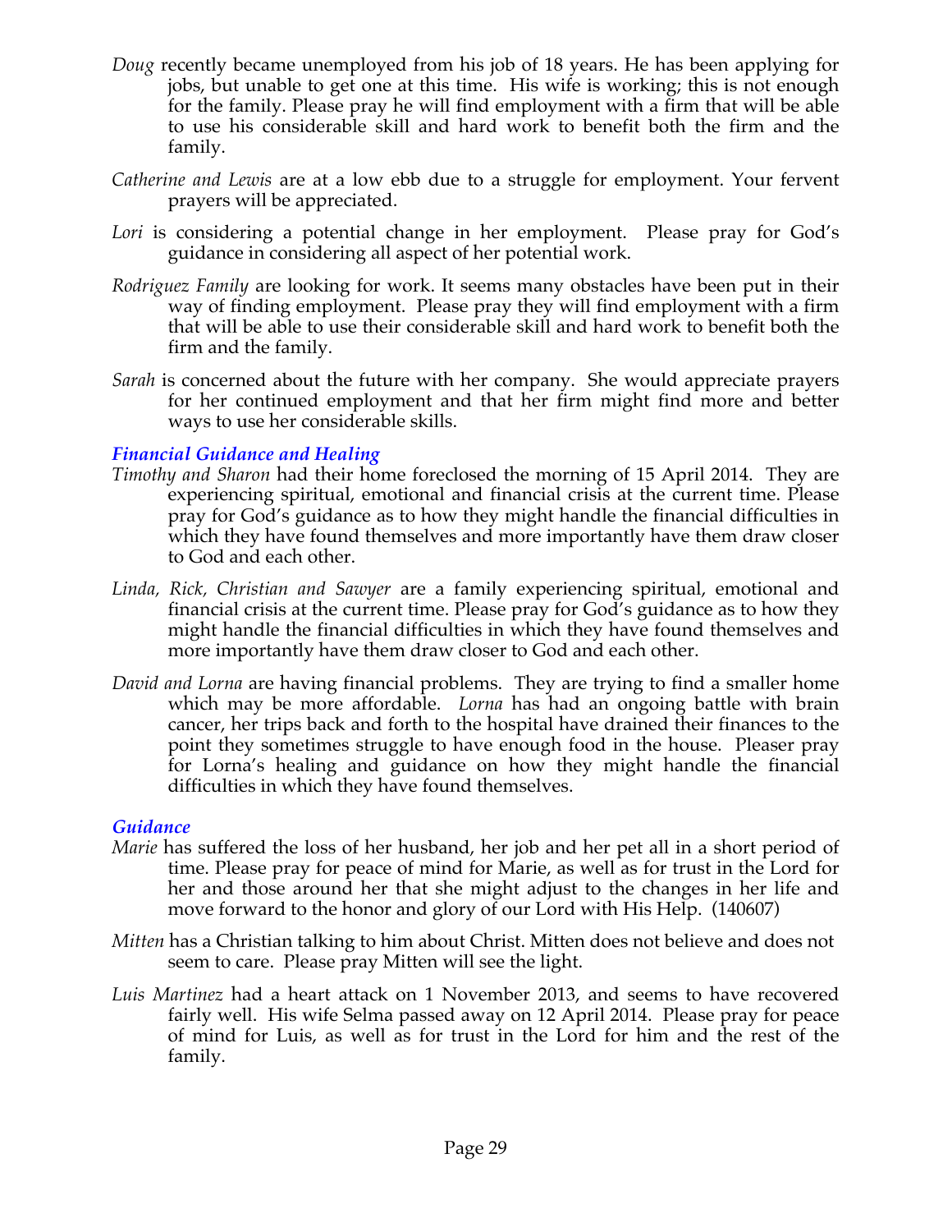*Doug* recently became unemployed from his job of 18 years. He has been applying for jobs, but unable to get one at this time. His wife is working; this is not enough for the family. Please pray he will find employment with a firm that will be able to use his considerable skill and hard work to benefit both the firm and the family.

*Catherine and Lewis* are at a low ebb due to a struggle for employment. Your fervent prayers will be appreciated.

*Lori* is considering a potential change in her employment. Please pray for God's guidance in considering all aspect of her potential work.

*Rodriguez Family* are looking for work. It seems many obstacles have been put in their way of finding employment. Please pray they will find employment with a firm that will be able to use their considerable skill and hard work to benefit both the firm and the family.

*Sarah* is concerned about the future with her company. She would appreciate prayers for her continued employment and that her firm might find more and better ways to use her considerable skills.

### *Financial Guidance and Healing*

*Timothy and Sharon* had their home foreclosed the morning of 15 April 2014. They are experiencing spiritual, emotional and financial crisis at the current time. Please pray for God's guidance as to how they might handle the financial difficulties in which they have found themselves and more importantly have them draw closer to God and each other.

*Linda, Rick, Christian and Sawyer* are a family experiencing spiritual, emotional and financial crisis at the current time. Please pray for God's guidance as to how they might handle the financial difficulties in which they have found themselves and more importantly have them draw closer to God and each other.

*David and Lorna* are having financial problems. They are trying to find a smaller home which may be more affordable. *Lorna* has had an ongoing battle with brain cancer, her trips back and forth to the hospital have drained their finances to the point they sometimes struggle to have enough food in the house. Pleaser pray for Lorna's healing and guidance on how they might handle the financial difficulties in which they have found themselves.

### *Guidance*

*Marie* has suffered the loss of her husband, her job and her pet all in a short period of time. Please pray for peace of mind for Marie, as well as for trust in the Lord for her and those around her that she might adjust to the changes in her life and move forward to the honor and glory of our Lord with His Help. (140607)

*Mitten* has a Christian talking to him about Christ. Mitten does not believe and does not seem to care. Please pray Mitten will see the light.

*Luis Martinez* had a heart attack on 1 November 2013, and seems to have recovered fairly well. His wife Selma passed away on 12 April 2014. Please pray for peace of mind for Luis, as well as for trust in the Lord for him and the rest of the family.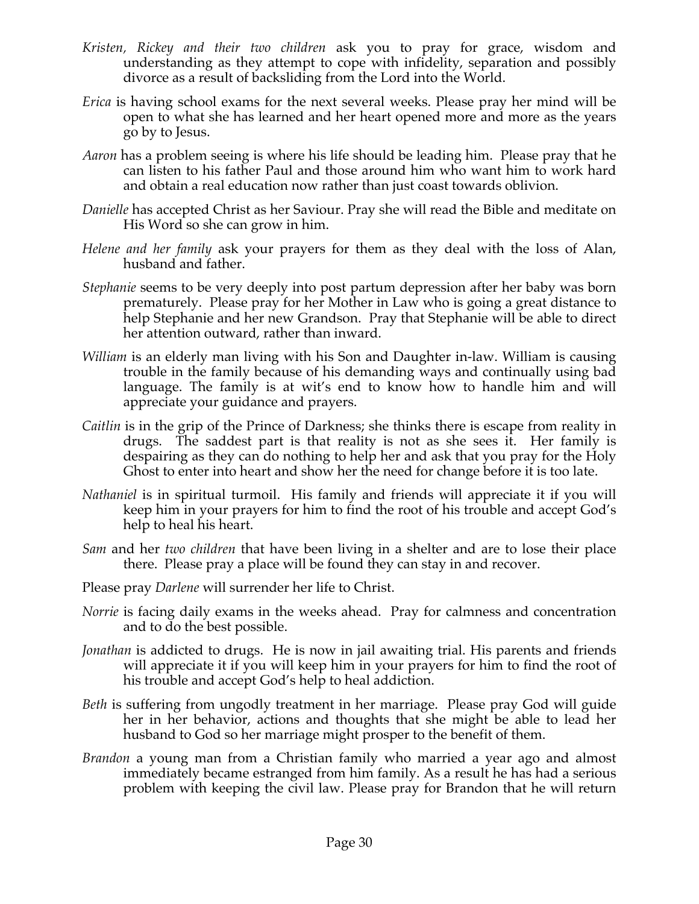*Kristen, Rickey and their two children* ask you to pray for grace, wisdom and understanding as they attempt to cope with infidelity, separation and possibly divorce as a result of backsliding from the Lord into the World.

*Erica* is having school exams for the next several weeks. Please pray her mind will be open to what she has learned and her heart opened more and more as the years go by to Jesus.

*Aaron* has a problem seeing is where his life should be leading him. Please pray that he can listen to his father Paul and those around him who want him to work hard and obtain a real education now rather than just coast towards oblivion.

*Danielle* has accepted Christ as her Saviour. Pray she will read the Bible and meditate on His Word so she can grow in him.

*Helene and her family* ask your prayers for them as they deal with the loss of Alan, husband and father.

*Stephanie* seems to be very deeply into post partum depression after her baby was born prematurely. Please pray for her Mother in Law who is going a great distance to help Stephanie and her new Grandson. Pray that Stephanie will be able to direct her attention outward, rather than inward.

*William* is an elderly man living with his Son and Daughter in-law. William is causing trouble in the family because of his demanding ways and continually using bad language. The family is at wit's end to know how to handle him and will appreciate your guidance and prayers.

*Caitlin* is in the grip of the Prince of Darkness; she thinks there is escape from reality in drugs. The saddest part is that reality is not as she sees it. Her family is despairing as they can do nothing to help her and ask that you pray for the Holy Ghost to enter into heart and show her the need for change before it is too late.

*Nathaniel* is in spiritual turmoil. His family and friends will appreciate it if you will keep him in your prayers for him to find the root of his trouble and accept God's help to heal his heart.

*Sam* and her *two children* that have been living in a shelter and are to lose their place there. Please pray a place will be found they can stay in and recover.

Please pray *Darlene* will surrender her life to Christ.

*Norrie* is facing daily exams in the weeks ahead. Pray for calmness and concentration and to do the best possible.

*Jonathan* is addicted to drugs. He is now in jail awaiting trial. His parents and friends will appreciate it if you will keep him in your prayers for him to find the root of his trouble and accept God's help to heal addiction.

*Beth* is suffering from ungodly treatment in her marriage. Please pray God will guide her in her behavior, actions and thoughts that she might be able to lead her husband to God so her marriage might prosper to the benefit of them.

*Brandon* a young man from a Christian family who married a year ago and almost immediately became estranged from him family. As a result he has had a serious problem with keeping the civil law. Please pray for Brandon that he will return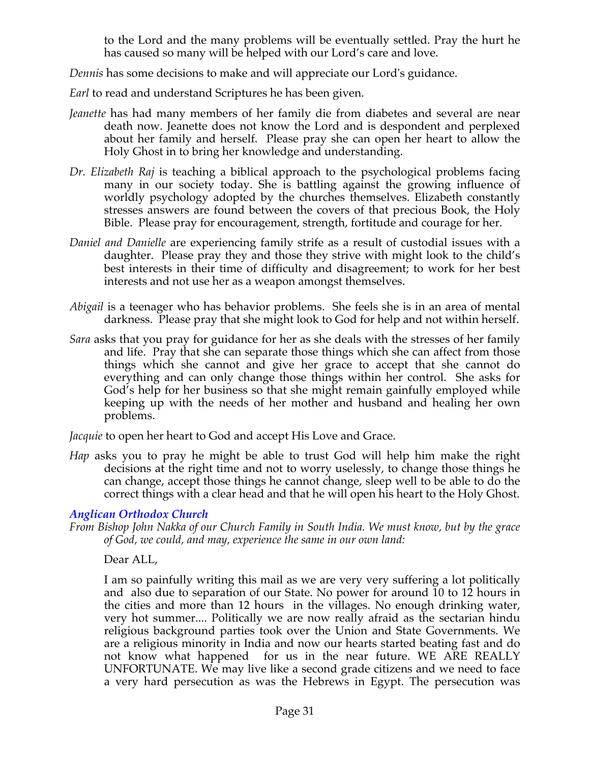to the Lord and the many problems will be eventually settled. Pray the hurt he has caused so many will be helped with our Lord's care and love.

*Dennis* has some decisions to make and will appreciate our Lord's guidance.

*Earl* to read and understand Scriptures he has been given.

*Jeanette* has had many members of her family die from diabetes and several are near death now. Jeanette does not know the Lord and is despondent and perplexed about her family and herself. Please pray she can open her heart to allow the Holy Ghost in to bring her knowledge and understanding.

*Dr. Elizabeth Raj* is teaching a biblical approach to the psychological problems facing many in our society today. She is battling against the growing influence of worldly psychology adopted by the churches themselves. Elizabeth constantly stresses answers are found between the covers of that precious Book, the Holy Bible. Please pray for encouragement, strength, fortitude and courage for her.

*Daniel and Danielle* are experiencing family strife as a result of custodial issues with a daughter. Please pray they and those they strive with might look to the child's best interests in their time of difficulty and disagreement; to work for her best interests and not use her as a weapon amongst themselves.

*Abigail* is a teenager who has behavior problems. She feels she is in an area of mental darkness. Please pray that she might look to God for help and not within herself.

*Sara* asks that you pray for guidance for her as she deals with the stresses of her family and life. Pray that she can separate those things which she can affect from those things which she cannot and give her grace to accept that she cannot do everything and can only change those things within her control. She asks for God's help for her business so that she might remain gainfully employed while keeping up with the needs of her mother and husband and healing her own problems.

*Jacquie* to open her heart to God and accept His Love and Grace.

*Hap* asks you to pray he might be able to trust God will help him make the right decisions at the right time and not to worry uselessly, to change those things he can change, accept those things he cannot change, sleep well to be able to do the correct things with a clear head and that he will open his heart to the Holy Ghost.

### *Anglican Orthodox Church*

*From Bishop John Nakka of our Church Family in South India. We must know, but by the grace of God, we could, and may, experience the same in our own land:*

Dear ALL,

I am so painfully writing this mail as we are very very suffering a lot politically and also due to separation of our State. No power for around 10 to 12 hours in the cities and more than 12 hours in the villages. No enough drinking water, very hot summer.... Politically we are now really afraid as the sectarian hindu religious background parties took over the Union and State Governments. We are a religious minority in India and now our hearts started beating fast and do not know what happened for us in the near future. WE ARE REALLY UNFORTUNATE. We may live like a second grade citizens and we need to face a very hard persecution as was the Hebrews in Egypt. The persecution was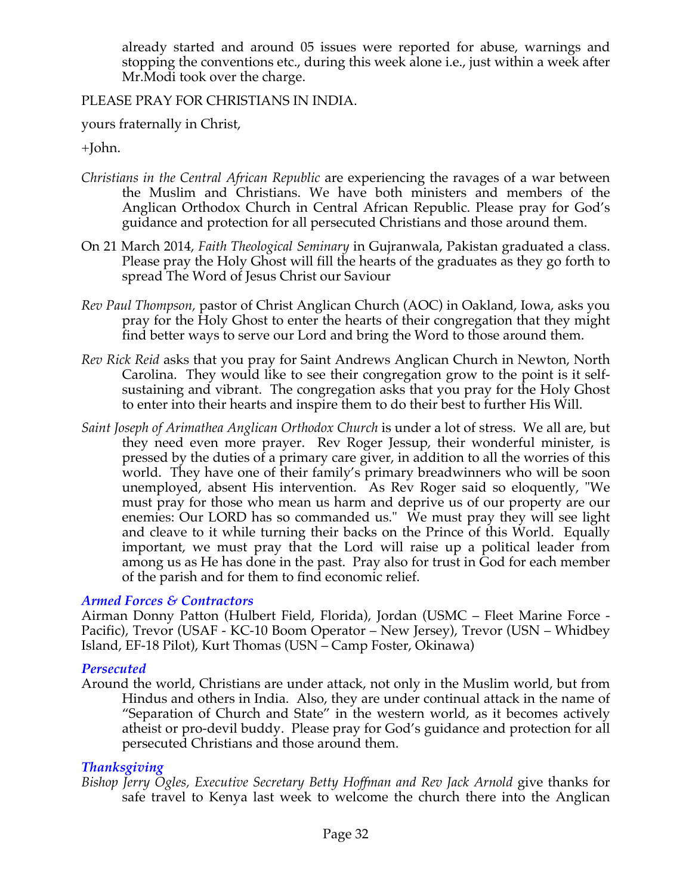already started and around 05 issues were reported for abuse, warnings and stopping the conventions etc., during this week alone i.e., just within a week after Mr.Modi took over the charge.

PLEASE PRAY FOR CHRISTIANS IN INDIA.

yours fraternally in Christ,

+John.

*Christians in the Central African Republic* are experiencing the ravages of a war between the Muslim and Christians. We have both ministers and members of the Anglican Orthodox Church in Central African Republic. Please pray for God's guidance and protection for all persecuted Christians and those around them.

On 21 March 2014, *Faith Theological Seminary* in Gujranwala, Pakistan graduated a class. Please pray the Holy Ghost will fill the hearts of the graduates as they go forth to spread The Word of Jesus Christ our Saviour

*Rev Paul Thompson*, pastor of Christ Anglican Church (AOC) in Oakland, Iowa, asks you pray for the Holy Ghost to enter the hearts of their congregation that they might find better ways to serve our Lord and bring the Word to those around them.

*Rev Rick Reid* asks that you pray for Saint Andrews Anglican Church in Newton, North Carolina. They would like to see their congregation grow to the point is it self-sustaining and vibrant. The congregation asks that you pray for the Holy Ghost to enter into their hearts and inspire them to do their best to further His Will.

*Saint Joseph of Arimathea Anglican Orthodox Church* is under a lot of stress. We all are, but they need even more prayer. Rev Roger Jessup, their wonderful minister, is pressed by the duties of a primary care giver, in addition to all the worries of this world. They have one of their family's primary breadwinners who will be soon unemployed, absent His intervention. As Rev Roger said so eloquently, "We must pray for those who mean us harm and deprive us of our property are our enemies: Our LORD has so commanded us." We must pray they will see light and cleave to it while turning their backs on the Prince of this World. Equally important, we must pray that the Lord will raise up a political leader from among us as He has done in the past. Pray also for trust in God for each member of the parish and for them to find economic relief.

### *Armed Forces & Contractors*

Airman Donny Patton (Hulbert Field, Florida), Jordan (USMC – Fleet Marine Force - Pacific), Trevor (USAF - KC-10 Boom Operator – New Jersey), Trevor (USN – Whidbey Island, EF-18 Pilot), Kurt Thomas (USN – Camp Foster, Okinawa)

### *Persecuted*

Around the world, Christians are under attack, not only in the Muslim world, but from Hindus and others in India. Also, they are under continual attack in the name of "Separation of Church and State" in the western world, as it becomes actively atheist or pro-devil buddy. Please pray for God's guidance and protection for all persecuted Christians and those around them.

### *Thanksgiving*

*Bishop Jerry Ogles, Executive Secretary Betty Hoffman and Rev Jack Arnold* give thanks for safe travel to Kenya last week to welcome the church there into the Anglican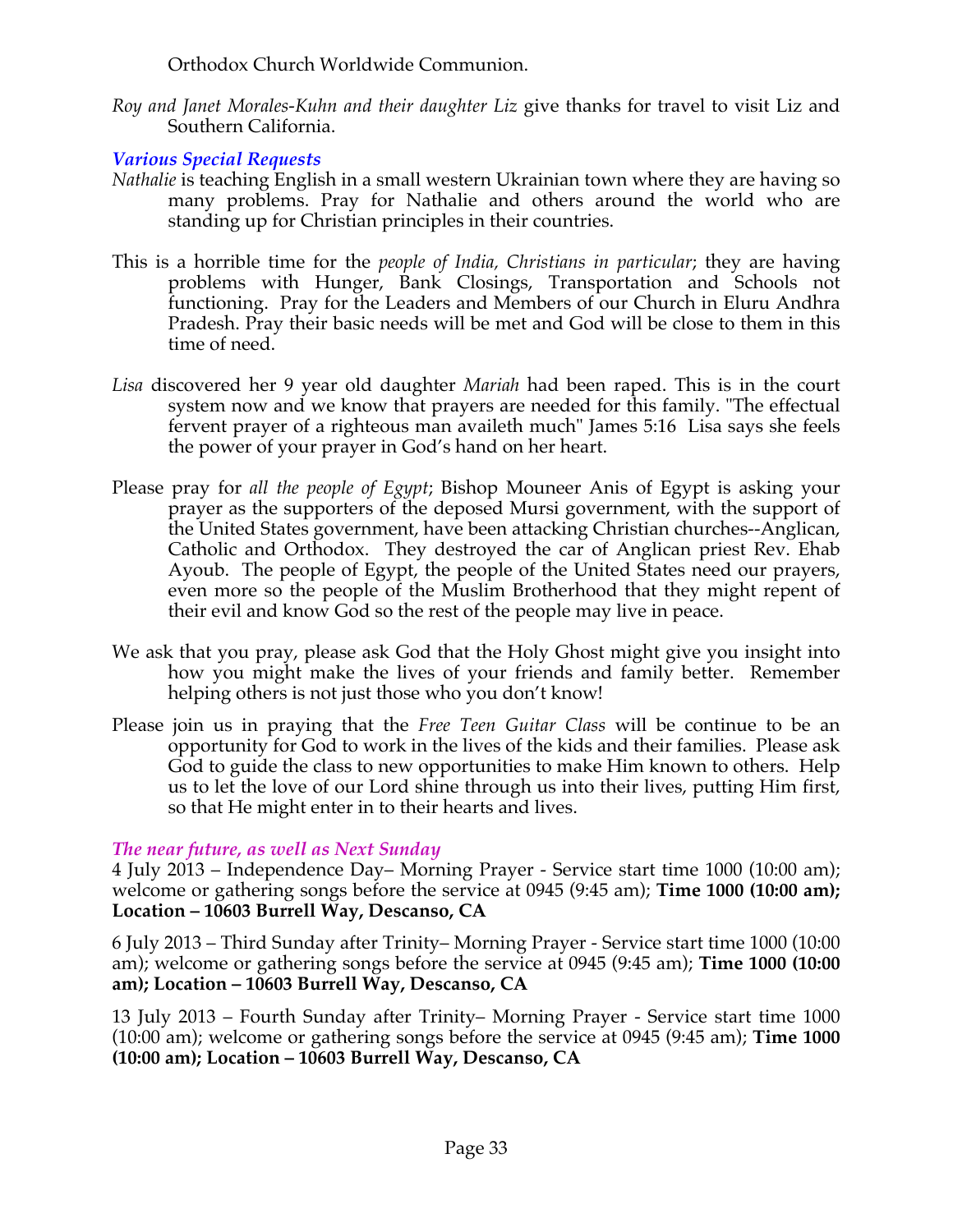Orthodox Church Worldwide Communion.

*Roy and Janet Morales-Kuhn and their daughter Liz* give thanks for travel to visit Liz and Southern California.

### *Various Special Requests*

*Nathalie* is teaching English in a small western Ukrainian town where they are having so many problems. Pray for Nathalie and others around the world who are standing up for Christian principles in their countries.

This is a horrible time for the *people of India, Christians in particular*; they are having problems with Hunger, Bank Closings, Transportation and Schools not functioning. Pray for the Leaders and Members of our Church in Eluru Andhra Pradesh. Pray their basic needs will be met and God will be close to them in this time of need.

*Lisa* discovered her 9 year old daughter *Mariah* had been raped. This is in the court system now and we know that prayers are needed for this family. "The effectual fervent prayer of a righteous man availeth much" James 5:16 Lisa says she feels the power of your prayer in God's hand on her heart.

Please pray for *all the people of Egypt*; Bishop Mouneer Anis of Egypt is asking your prayer as the supporters of the deposed Mursi government, with the support of the United States government, have been attacking Christian churches--Anglican, Catholic and Orthodox. They destroyed the car of Anglican priest Rev. Ehab Ayoub. The people of Egypt, the people of the United States need our prayers, even more so the people of the Muslim Brotherhood that they might repent of their evil and know God so the rest of the people may live in peace.

We ask that you pray, please ask God that the Holy Ghost might give you insight into how you might make the lives of your friends and family better. Remember helping others is not just those who you don't know!

Please join us in praying that the *Free Teen Guitar Class* will be continue to be an opportunity for God to work in the lives of the kids and their families. Please ask God to guide the class to new opportunities to make Him known to others. Help us to let the love of our Lord shine through us into their lives, putting Him first, so that He might enter in to their hearts and lives.

### *The near future, as well as Next Sunday*

4 July 2013 – Independence Day– Morning Prayer - Service start time 1000 (10:00 am); welcome or gathering songs before the service at 0945 (9:45 am); **Time 1000 (10:00 am); Location – 10603 Burrell Way, Descanso, CA**

6 July 2013 – Third Sunday after Trinity– Morning Prayer - Service start time 1000 (10:00 am); welcome or gathering songs before the service at 0945 (9:45 am); **Time 1000 (10:00 am); Location – 10603 Burrell Way, Descanso, CA**

13 July 2013 – Fourth Sunday after Trinity– Morning Prayer - Service start time 1000 (10:00 am); welcome or gathering songs before the service at 0945 (9:45 am); **Time 1000 (10:00 am); Location – 10603 Burrell Way, Descanso, CA**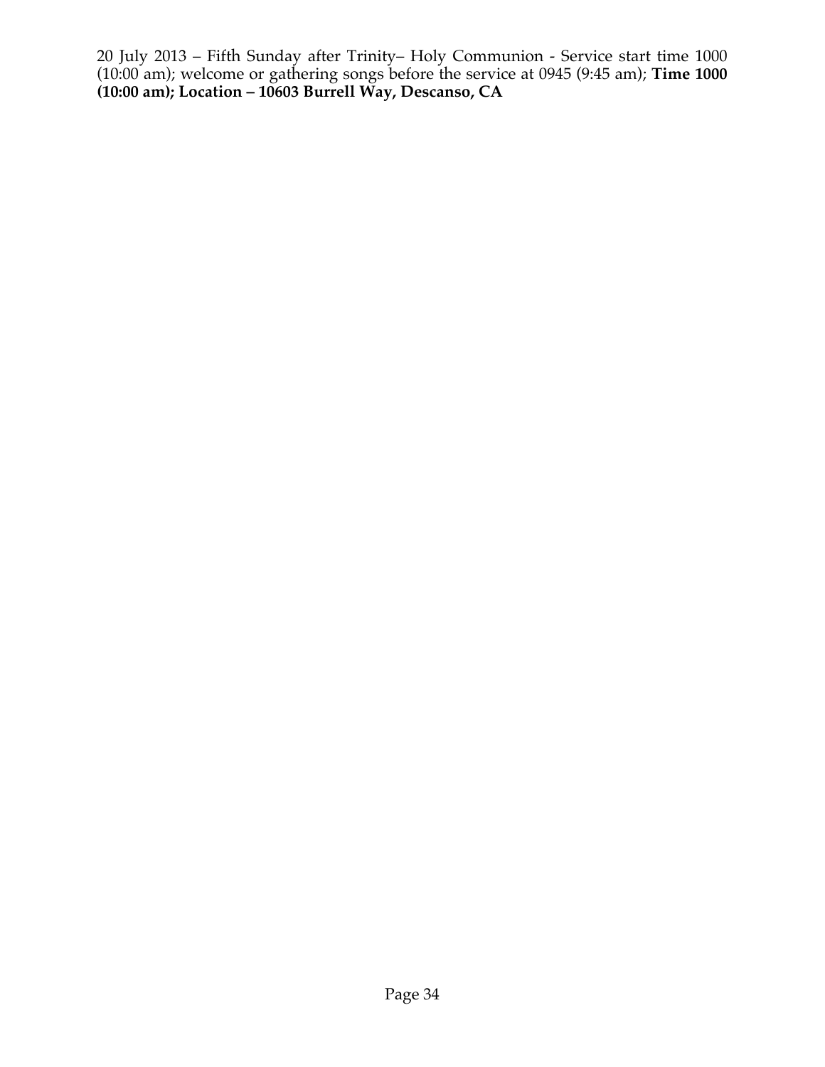20 July 2013 – Fifth Sunday after Trinity– Holy Communion - Service start time 1000 (10:00 am); welcome or gathering songs before the service at 0945 (9:45 am); **Time 1000 (10:00 am); Location – 10603 Burrell Way, Descanso, CA**